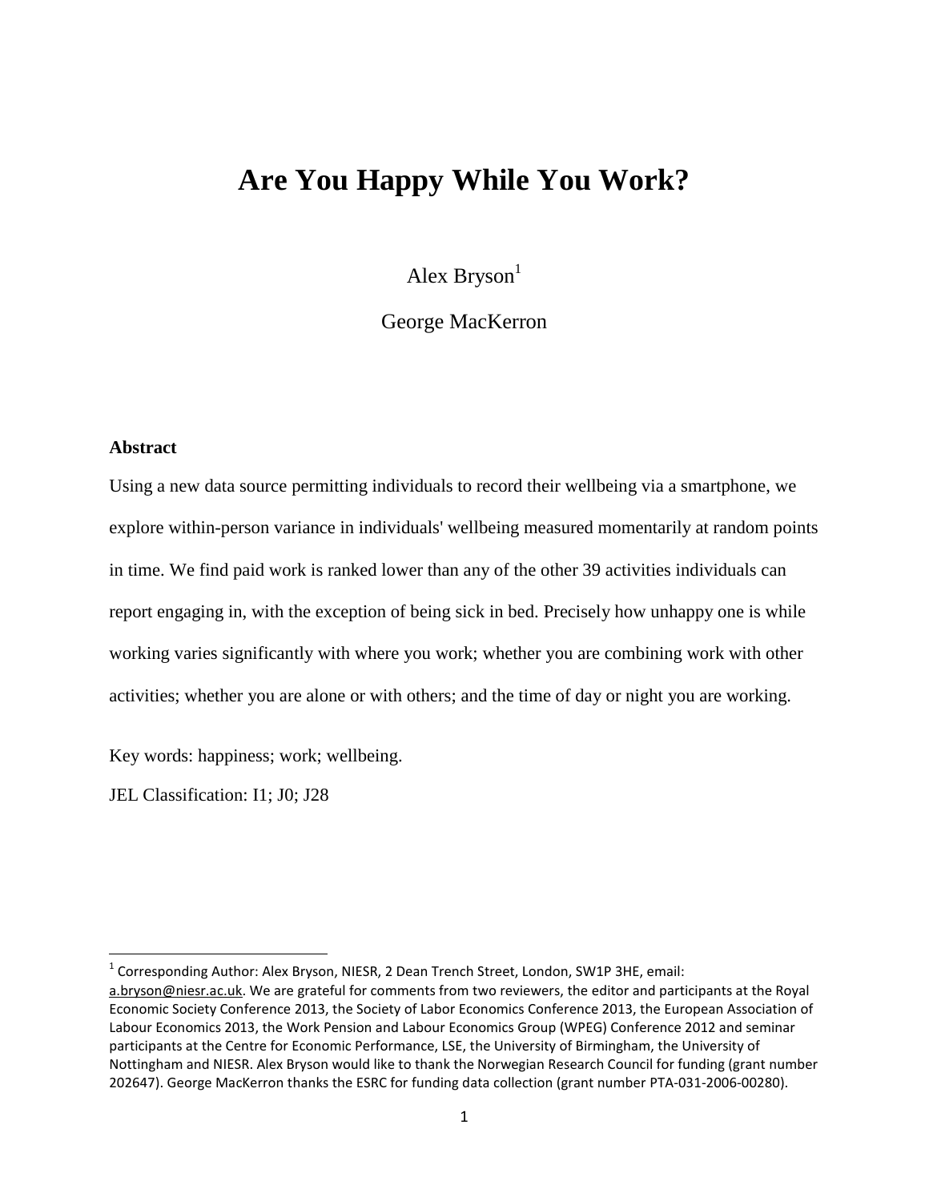# Are You Happy While You Work?

Alex Bryson[1]

George MacKerron

### Abstract

Using a new data source permitting individuals to record their wellbeing via a smartphone, we explore within-person variance in individuals' wellbeing measured momentarily at random points in time. We find paid work is ranked lower than any of the other 39 activities individuals can report engaging in, with the exception of being sick in bed. Precisely how unhappy one is while working varies significantly with where you work; whether you are combining work with other activities; whether you are alone or with others; and the time of day or night you are working.

Key words: happiness; work; wellbeing.

JEL Classification: I1; J0; J28

[1] Corresponding Author: Alex Bryson, NIESR, 2 Dean Trench Street, London, SW1P 3HE, email: a.bryson@niesr.ac.uk. We are grateful for comments from two reviewers, the editor and participants at the Royal Economic Society Conference 2013, the Society of Labor Economics Conference 2013, the European Association of Labour Economics 2013, the Work Pension and Labour Economics Group (WPEG) Conference 2012 and seminar participants at the Centre for Economic Performance, LSE, the University of Birmingham, the University of Nottingham and NIESR. Alex Bryson would like to thank the Norwegian Research Council for funding (grant number 202647). George MacKerron thanks the ESRC for funding data collection (grant number PTA-031-2006-00280).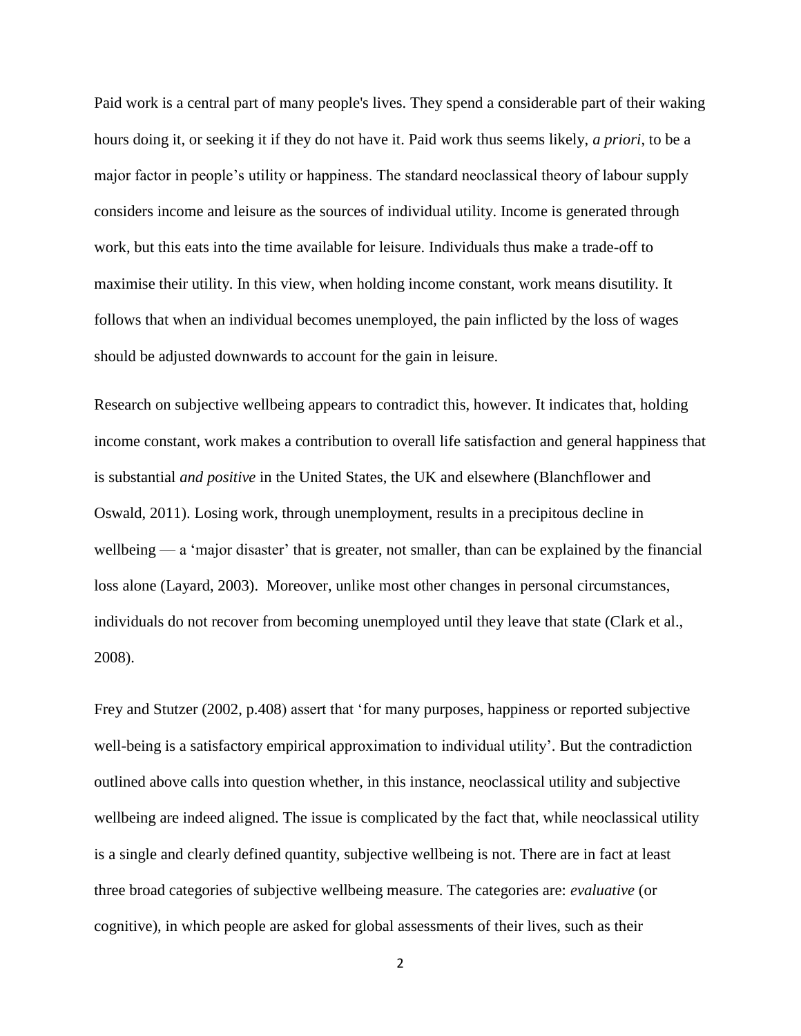Paid work is a central part of many people's lives. They spend a considerable part of their waking hours doing it, or seeking it if they do not have it. Paid work thus seems likely, *a priori*, to be a major factor in people's utility or happiness. The standard neoclassical theory of labour supply considers income and leisure as the sources of individual utility. Income is generated through work, but this eats into the time available for leisure. Individuals thus make a trade-off to maximise their utility. In this view, when holding income constant, work means disutility. It follows that when an individual becomes unemployed, the pain inflicted by the loss of wages should be adjusted downwards to account for the gain in leisure.

Research on subjective wellbeing appears to contradict this, however. It indicates that, holding income constant, work makes a contribution to overall life satisfaction and general happiness that is substantial *and positive* in the United States, the UK and elsewhere (Blanchflower and Oswald, 2011). Losing work, through unemployment, results in a precipitous decline in wellbeing — a 'major disaster' that is greater, not smaller, than can be explained by the financial loss alone (Layard, 2003). Moreover, unlike most other changes in personal circumstances, individuals do not recover from becoming unemployed until they leave that state (Clark et al., 2008).

Frey and Stutzer (2002, p.408) assert that 'for many purposes, happiness or reported subjective well-being is a satisfactory empirical approximation to individual utility'. But the contradiction outlined above calls into question whether, in this instance, neoclassical utility and subjective wellbeing are indeed aligned. The issue is complicated by the fact that, while neoclassical utility is a single and clearly defined quantity, subjective wellbeing is not. There are in fact at least three broad categories of subjective wellbeing measure. The categories are: *evaluative* (or cognitive), in which people are asked for global assessments of their lives, such as their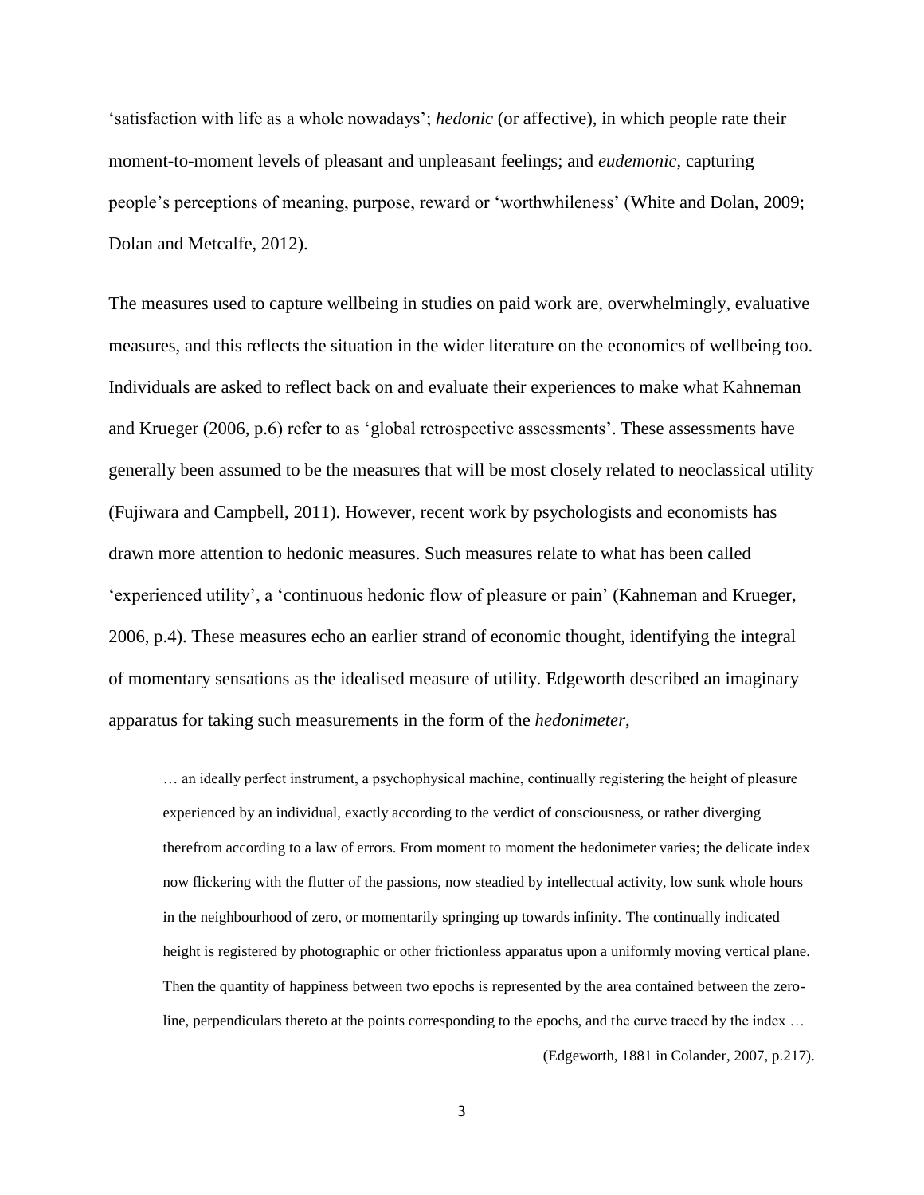'satisfaction with life as a whole nowadays'; *hedonic* (or affective), in which people rate their moment-to-moment levels of pleasant and unpleasant feelings; and *eudemonic*, capturing people's perceptions of meaning, purpose, reward or 'worthwhileness' (White and Dolan, 2009; Dolan and Metcalfe, 2012).

The measures used to capture wellbeing in studies on paid work are, overwhelmingly, evaluative measures, and this reflects the situation in the wider literature on the economics of wellbeing too. Individuals are asked to reflect back on and evaluate their experiences to make what Kahneman and Krueger (2006, p.6) refer to as 'global retrospective assessments'. These assessments have generally been assumed to be the measures that will be most closely related to neoclassical utility (Fujiwara and Campbell, 2011). However, recent work by psychologists and economists has drawn more attention to hedonic measures. Such measures relate to what has been called 'experienced utility', a 'continuous hedonic flow of pleasure or pain' (Kahneman and Krueger, 2006, p.4). These measures echo an earlier strand of economic thought, identifying the integral of momentary sensations as the idealised measure of utility. Edgeworth described an imaginary apparatus for taking such measurements in the form of the *hedonimeter*,

> … an ideally perfect instrument, a psychophysical machine, continually registering the height of pleasure experienced by an individual, exactly according to the verdict of consciousness, or rather diverging therefrom according to a law of errors. From moment to moment the hedonimeter varies; the delicate index now flickering with the flutter of the passions, now steadied by intellectual activity, low sunk whole hours in the neighbourhood of zero, or momentarily springing up towards infinity. The continually indicated height is registered by photographic or other frictionless apparatus upon a uniformly moving vertical plane. Then the quantity of happiness between two epochs is represented by the area contained between the zero-line, perpendiculars thereto at the points corresponding to the epochs, and the curve traced by the index …
>
> (Edgeworth, 1881 in Colander, 2007, p.217).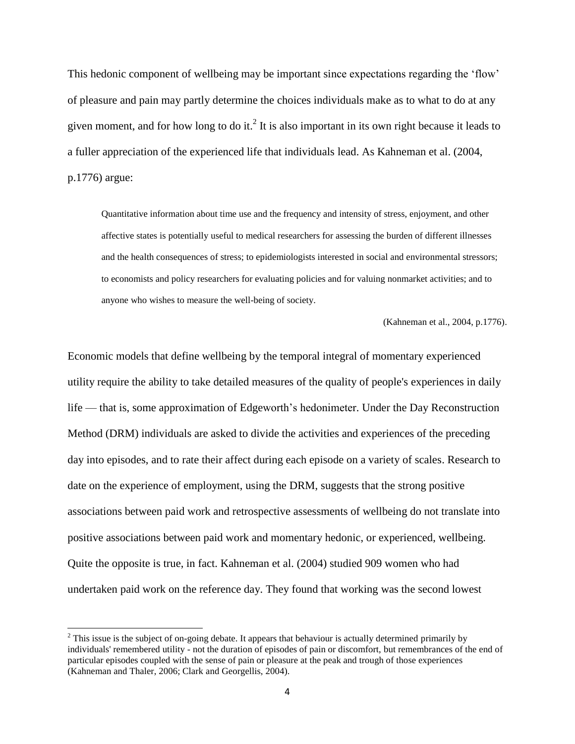This hedonic component of wellbeing may be important since expectations regarding the 'flow' of pleasure and pain may partly determine the choices individuals make as to what to do at any given moment, and for how long to do it.[2] It is also important in its own right because it leads to a fuller appreciation of the experienced life that individuals lead. As Kahneman et al. (2004, p.1776) argue:

> Quantitative information about time use and the frequency and intensity of stress, enjoyment, and other affective states is potentially useful to medical researchers for assessing the burden of different illnesses and the health consequences of stress; to epidemiologists interested in social and environmental stressors; to economists and policy researchers for evaluating policies and for valuing nonmarket activities; and to anyone who wishes to measure the well-being of society.
>
> (Kahneman et al., 2004, p.1776).

Economic models that define wellbeing by the temporal integral of momentary experienced utility require the ability to take detailed measures of the quality of people's experiences in daily life — that is, some approximation of Edgeworth's hedonimeter. Under the Day Reconstruction Method (DRM) individuals are asked to divide the activities and experiences of the preceding day into episodes, and to rate their affect during each episode on a variety of scales. Research to date on the experience of employment, using the DRM, suggests that the strong positive associations between paid work and retrospective assessments of wellbeing do not translate into positive associations between paid work and momentary hedonic, or experienced, wellbeing. Quite the opposite is true, in fact. Kahneman et al. (2004) studied 909 women who had undertaken paid work on the reference day. They found that working was the second lowest

[2] This issue is the subject of on-going debate. It appears that behaviour is actually determined primarily by individuals' remembered utility - not the duration of episodes of pain or discomfort, but remembrances of the end of particular episodes coupled with the sense of pain or pleasure at the peak and trough of those experiences (Kahneman and Thaler, 2006; Clark and Georgellis, 2004).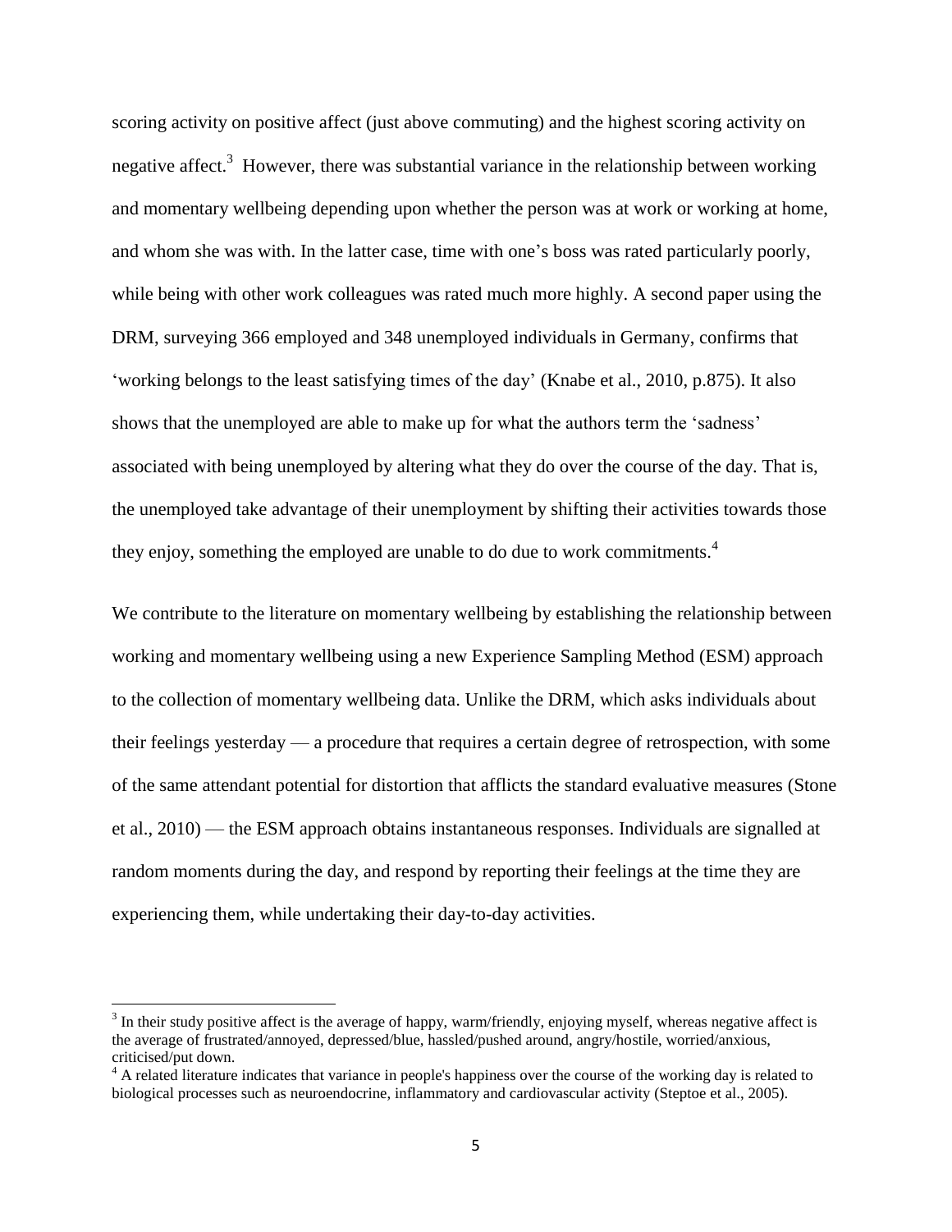scoring activity on positive affect (just above commuting) and the highest scoring activity on negative affect.[3] However, there was substantial variance in the relationship between working and momentary wellbeing depending upon whether the person was at work or working at home, and whom she was with. In the latter case, time with one's boss was rated particularly poorly, while being with other work colleagues was rated much more highly. A second paper using the DRM, surveying 366 employed and 348 unemployed individuals in Germany, confirms that 'working belongs to the least satisfying times of the day' (Knabe et al., 2010, p.875). It also shows that the unemployed are able to make up for what the authors term the 'sadness' associated with being unemployed by altering what they do over the course of the day. That is, the unemployed take advantage of their unemployment by shifting their activities towards those they enjoy, something the employed are unable to do due to work commitments.[4]

We contribute to the literature on momentary wellbeing by establishing the relationship between working and momentary wellbeing using a new Experience Sampling Method (ESM) approach to the collection of momentary wellbeing data. Unlike the DRM, which asks individuals about their feelings yesterday — a procedure that requires a certain degree of retrospection, with some of the same attendant potential for distortion that afflicts the standard evaluative measures (Stone et al., 2010) — the ESM approach obtains instantaneous responses. Individuals are signalled at random moments during the day, and respond by reporting their feelings at the time they are experiencing them, while undertaking their day-to-day activities.

[3] In their study positive affect is the average of happy, warm/friendly, enjoying myself, whereas negative affect is the average of frustrated/annoyed, depressed/blue, hassled/pushed around, angry/hostile, worried/anxious, criticised/put down.

[4] A related literature indicates that variance in people's happiness over the course of the working day is related to biological processes such as neuroendocrine, inflammatory and cardiovascular activity (Steptoe et al., 2005).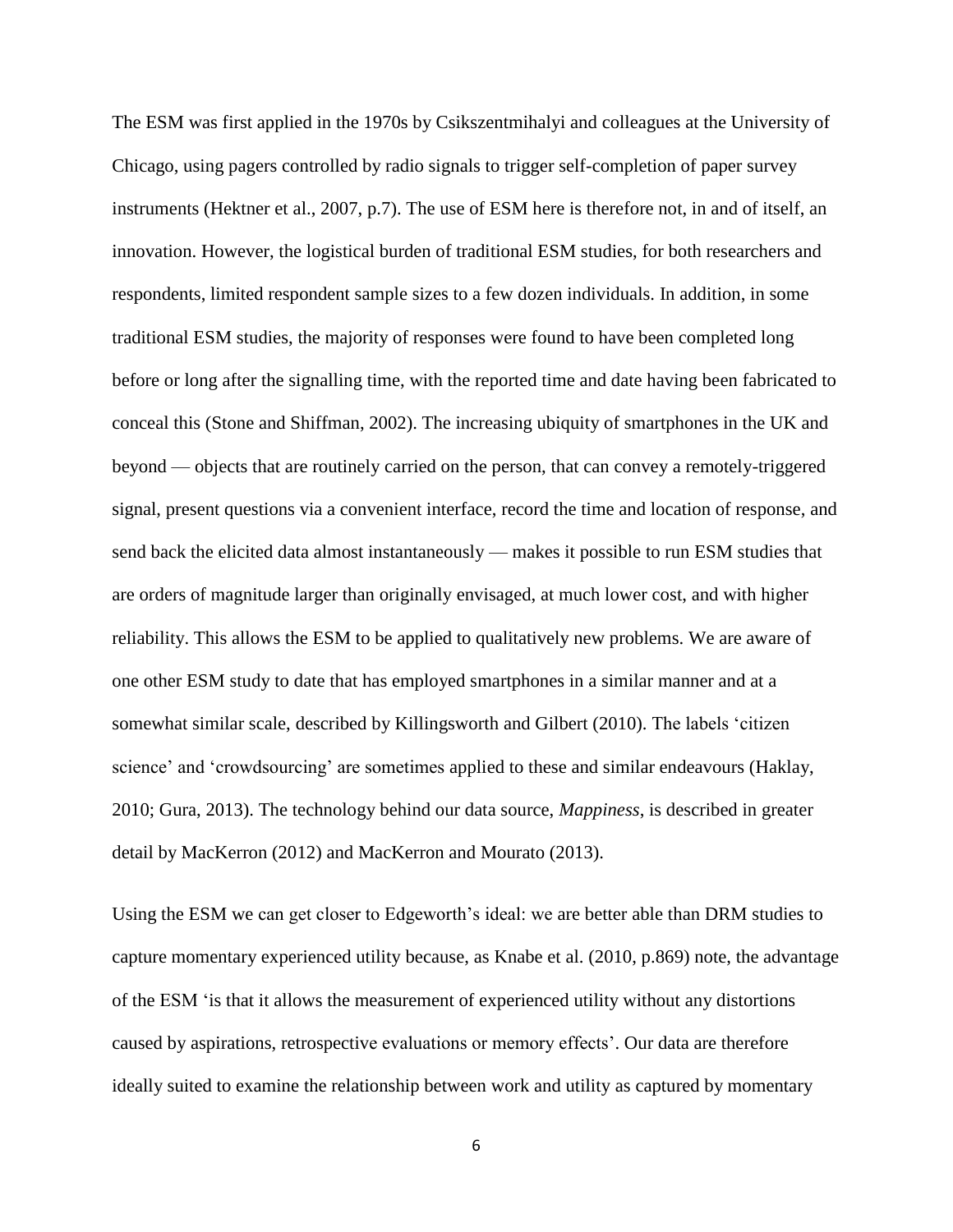The ESM was first applied in the 1970s by Csikszentmihalyi and colleagues at the University of Chicago, using pagers controlled by radio signals to trigger self-completion of paper survey instruments (Hektner et al., 2007, p.7). The use of ESM here is therefore not, in and of itself, an innovation. However, the logistical burden of traditional ESM studies, for both researchers and respondents, limited respondent sample sizes to a few dozen individuals. In addition, in some traditional ESM studies, the majority of responses were found to have been completed long before or long after the signalling time, with the reported time and date having been fabricated to conceal this (Stone and Shiffman, 2002). The increasing ubiquity of smartphones in the UK and beyond — objects that are routinely carried on the person, that can convey a remotely-triggered signal, present questions via a convenient interface, record the time and location of response, and send back the elicited data almost instantaneously — makes it possible to run ESM studies that are orders of magnitude larger than originally envisaged, at much lower cost, and with higher reliability. This allows the ESM to be applied to qualitatively new problems. We are aware of one other ESM study to date that has employed smartphones in a similar manner and at a somewhat similar scale, described by Killingsworth and Gilbert (2010). The labels 'citizen science' and 'crowdsourcing' are sometimes applied to these and similar endeavours (Haklay, 2010; Gura, 2013). The technology behind our data source, *Mappiness*, is described in greater detail by MacKerron (2012) and MacKerron and Mourato (2013).

Using the ESM we can get closer to Edgeworth's ideal: we are better able than DRM studies to capture momentary experienced utility because, as Knabe et al. (2010, p.869) note, the advantage of the ESM 'is that it allows the measurement of experienced utility without any distortions caused by aspirations, retrospective evaluations or memory effects'. Our data are therefore ideally suited to examine the relationship between work and utility as captured by momentary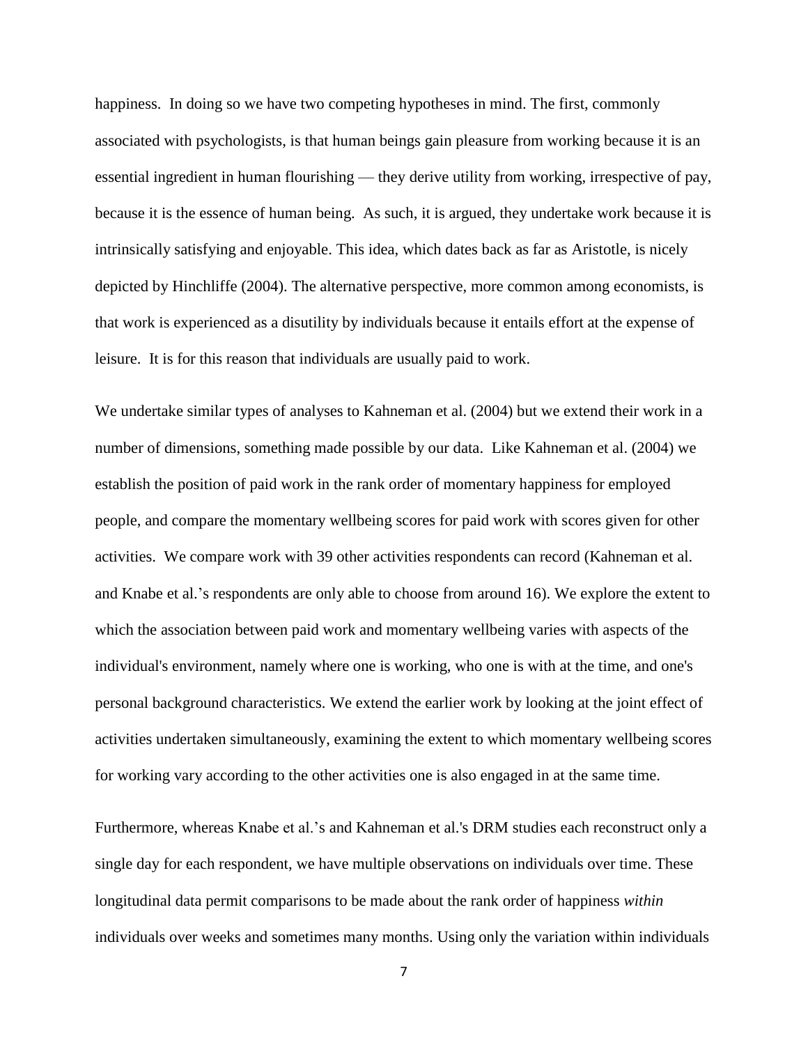happiness. In doing so we have two competing hypotheses in mind. The first, commonly associated with psychologists, is that human beings gain pleasure from working because it is an essential ingredient in human flourishing — they derive utility from working, irrespective of pay, because it is the essence of human being. As such, it is argued, they undertake work because it is intrinsically satisfying and enjoyable. This idea, which dates back as far as Aristotle, is nicely depicted by Hinchliffe (2004). The alternative perspective, more common among economists, is that work is experienced as a disutility by individuals because it entails effort at the expense of leisure. It is for this reason that individuals are usually paid to work.

We undertake similar types of analyses to Kahneman et al. (2004) but we extend their work in a number of dimensions, something made possible by our data. Like Kahneman et al. (2004) we establish the position of paid work in the rank order of momentary happiness for employed people, and compare the momentary wellbeing scores for paid work with scores given for other activities. We compare work with 39 other activities respondents can record (Kahneman et al. and Knabe et al.'s respondents are only able to choose from around 16). We explore the extent to which the association between paid work and momentary wellbeing varies with aspects of the individual's environment, namely where one is working, who one is with at the time, and one's personal background characteristics. We extend the earlier work by looking at the joint effect of activities undertaken simultaneously, examining the extent to which momentary wellbeing scores for working vary according to the other activities one is also engaged in at the same time.

Furthermore, whereas Knabe et al.'s and Kahneman et al.'s DRM studies each reconstruct only a single day for each respondent, we have multiple observations on individuals over time. These longitudinal data permit comparisons to be made about the rank order of happiness *within* individuals over weeks and sometimes many months. Using only the variation within individuals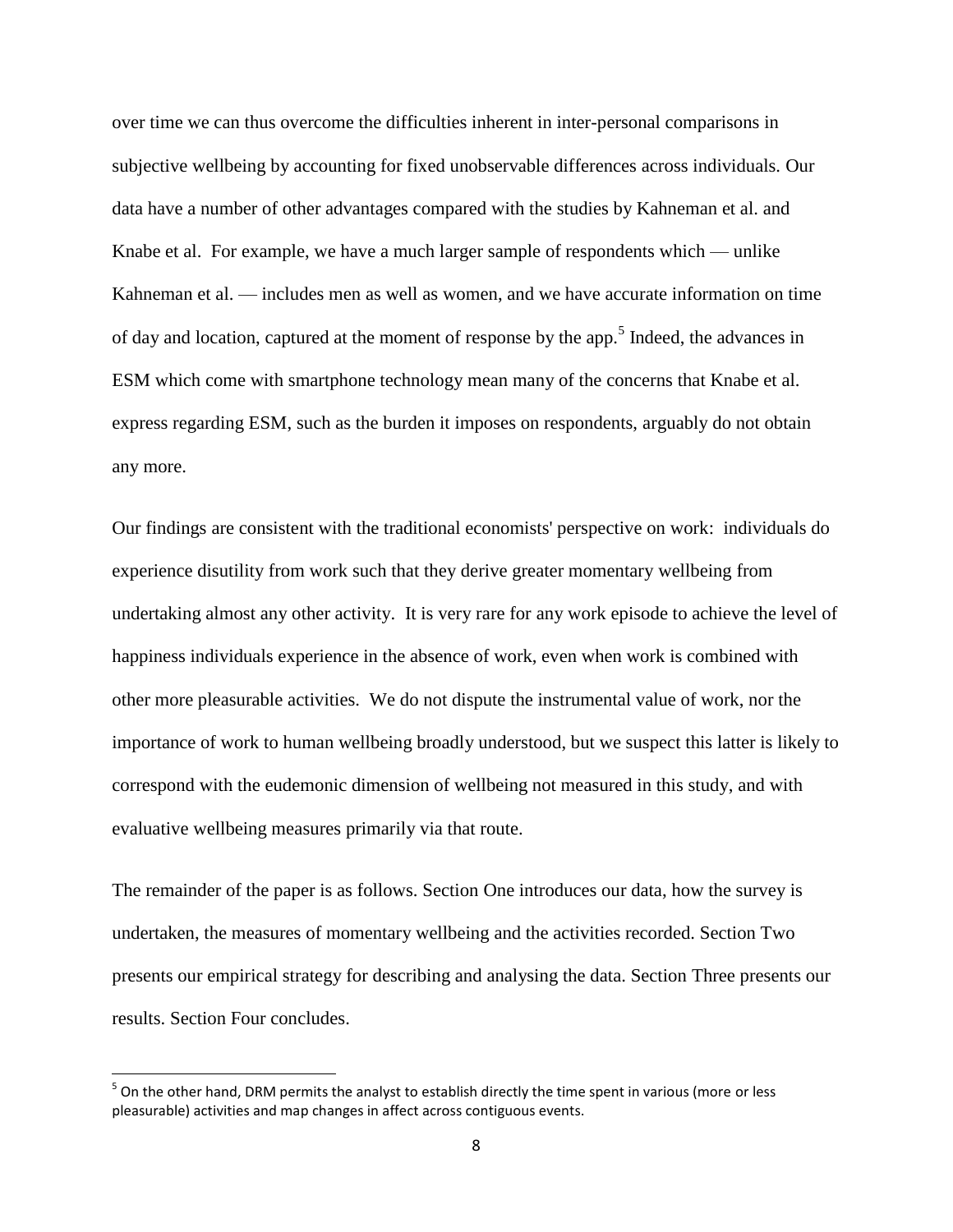over time we can thus overcome the difficulties inherent in inter-personal comparisons in subjective wellbeing by accounting for fixed unobservable differences across individuals. Our data have a number of other advantages compared with the studies by Kahneman et al. and Knabe et al. For example, we have a much larger sample of respondents which — unlike Kahneman et al. — includes men as well as women, and we have accurate information on time of day and location, captured at the moment of response by the app.[5] Indeed, the advances in ESM which come with smartphone technology mean many of the concerns that Knabe et al. express regarding ESM, such as the burden it imposes on respondents, arguably do not obtain any more.

Our findings are consistent with the traditional economists' perspective on work: individuals do experience disutility from work such that they derive greater momentary wellbeing from undertaking almost any other activity. It is very rare for any work episode to achieve the level of happiness individuals experience in the absence of work, even when work is combined with other more pleasurable activities. We do not dispute the instrumental value of work, nor the importance of work to human wellbeing broadly understood, but we suspect this latter is likely to correspond with the eudemonic dimension of wellbeing not measured in this study, and with evaluative wellbeing measures primarily via that route.

The remainder of the paper is as follows. Section One introduces our data, how the survey is undertaken, the measures of momentary wellbeing and the activities recorded. Section Two presents our empirical strategy for describing and analysing the data. Section Three presents our results. Section Four concludes.

[5] On the other hand, DRM permits the analyst to establish directly the time spent in various (more or less pleasurable) activities and map changes in affect across contiguous events.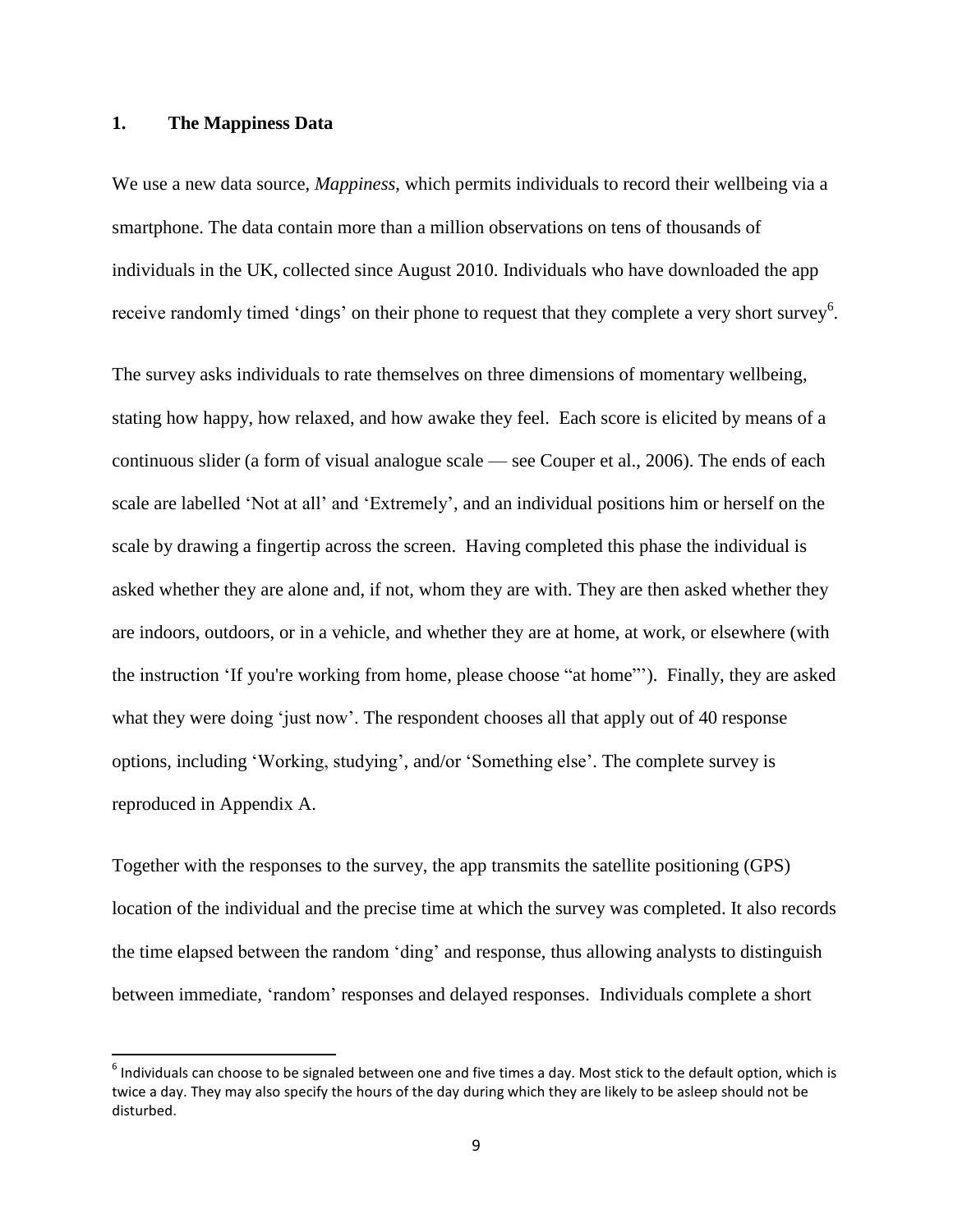## 1. The Mappiness Data

We use a new data source, *Mappiness*, which permits individuals to record their wellbeing via a smartphone. The data contain more than a million observations on tens of thousands of individuals in the UK, collected since August 2010. Individuals who have downloaded the app receive randomly timed 'dings' on their phone to request that they complete a very short survey[6].

The survey asks individuals to rate themselves on three dimensions of momentary wellbeing, stating how happy, how relaxed, and how awake they feel. Each score is elicited by means of a continuous slider (a form of visual analogue scale — see Couper et al., 2006). The ends of each scale are labelled 'Not at all' and 'Extremely', and an individual positions him or herself on the scale by drawing a fingertip across the screen. Having completed this phase the individual is asked whether they are alone and, if not, whom they are with. They are then asked whether they are indoors, outdoors, or in a vehicle, and whether they are at home, at work, or elsewhere (with the instruction 'If you're working from home, please choose "at home"'). Finally, they are asked what they were doing 'just now'. The respondent chooses all that apply out of 40 response options, including 'Working, studying', and/or 'Something else'. The complete survey is reproduced in Appendix A.

Together with the responses to the survey, the app transmits the satellite positioning (GPS) location of the individual and the precise time at which the survey was completed. It also records the time elapsed between the random 'ding' and response, thus allowing analysts to distinguish between immediate, 'random' responses and delayed responses. Individuals complete a short

---

[6] Individuals can choose to be signaled between one and five times a day. Most stick to the default option, which is twice a day. They may also specify the hours of the day during which they are likely to be asleep should not be disturbed.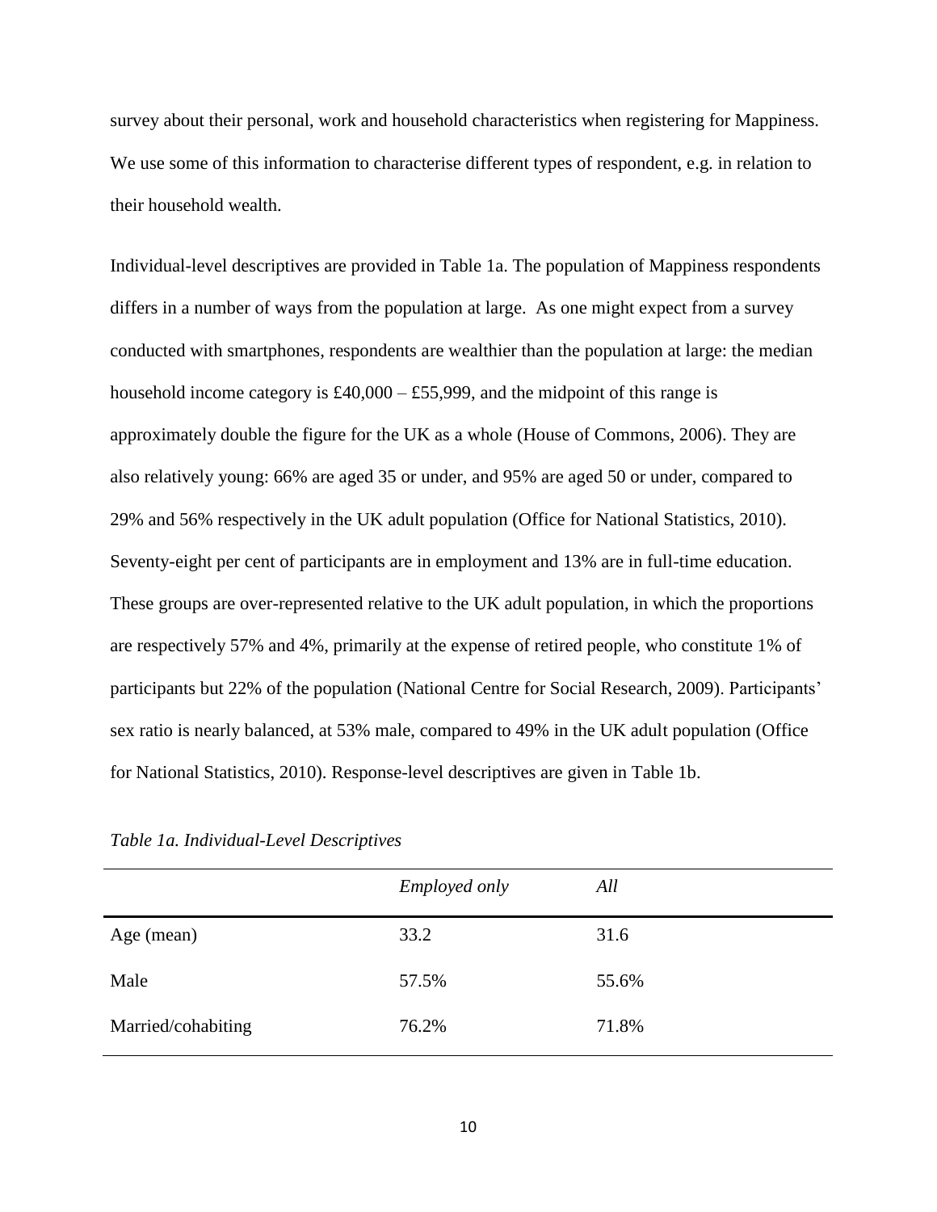survey about their personal, work and household characteristics when registering for Mappiness. We use some of this information to characterise different types of respondent, e.g. in relation to their household wealth.

Individual-level descriptives are provided in Table 1a. The population of Mappiness respondents differs in a number of ways from the population at large. As one might expect from a survey conducted with smartphones, respondents are wealthier than the population at large: the median household income category is £40,000 – £55,999, and the midpoint of this range is approximately double the figure for the UK as a whole (House of Commons, 2006). They are also relatively young: 66% are aged 35 or under, and 95% are aged 50 or under, compared to 29% and 56% respectively in the UK adult population (Office for National Statistics, 2010). Seventy-eight per cent of participants are in employment and 13% are in full-time education. These groups are over-represented relative to the UK adult population, in which the proportions are respectively 57% and 4%, primarily at the expense of retired people, who constitute 1% of participants but 22% of the population (National Centre for Social Research, 2009). Participants' sex ratio is nearly balanced, at 53% male, compared to 49% in the UK adult population (Office for National Statistics, 2010). Response-level descriptives are given in Table 1b.

*Table 1a. Individual-Level Descriptives*

| | *Employed only* | *All* |
|---|---|---|
| Age (mean) | 33.2 | 31.6 |
| Male | 57.5% | 55.6% |
| Married/cohabiting | 76.2% | 71.8% |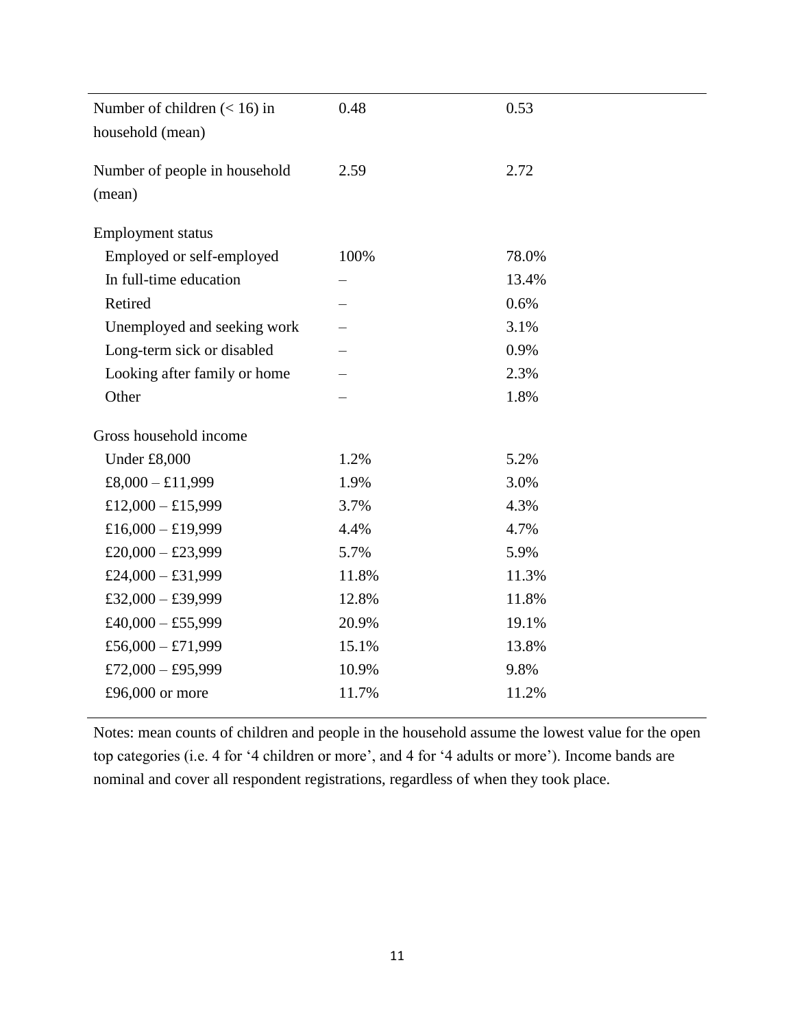| | | |
|---|---|---|
| Number of children (< 16) in household (mean) | 0.48 | 0.53 |
| Number of people in household (mean) | 2.59 | 2.72 |
| Employment status | | |
| Employed or self-employed | 100% | 78.0% |
| In full-time education | – | 13.4% |
| Retired | – | 0.6% |
| Unemployed and seeking work | – | 3.1% |
| Long-term sick or disabled | – | 0.9% |
| Looking after family or home | – | 2.3% |
| Other | – | 1.8% |
| Gross household income | | |
| Under £8,000 | 1.2% | 5.2% |
| £8,000 – £11,999 | 1.9% | 3.0% |
| £12,000 – £15,999 | 3.7% | 4.3% |
| £16,000 – £19,999 | 4.4% | 4.7% |
| £20,000 – £23,999 | 5.7% | 5.9% |
| £24,000 – £31,999 | 11.8% | 11.3% |
| £32,000 – £39,999 | 12.8% | 11.8% |
| £40,000 – £55,999 | 20.9% | 19.1% |
| £56,000 – £71,999 | 15.1% | 13.8% |
| £72,000 – £95,999 | 10.9% | 9.8% |
| £96,000 or more | 11.7% | 11.2% |

Notes: mean counts of children and people in the household assume the lowest value for the open top categories (i.e. 4 for '4 children or more', and 4 for '4 adults or more'). Income bands are nominal and cover all respondent registrations, regardless of when they took place.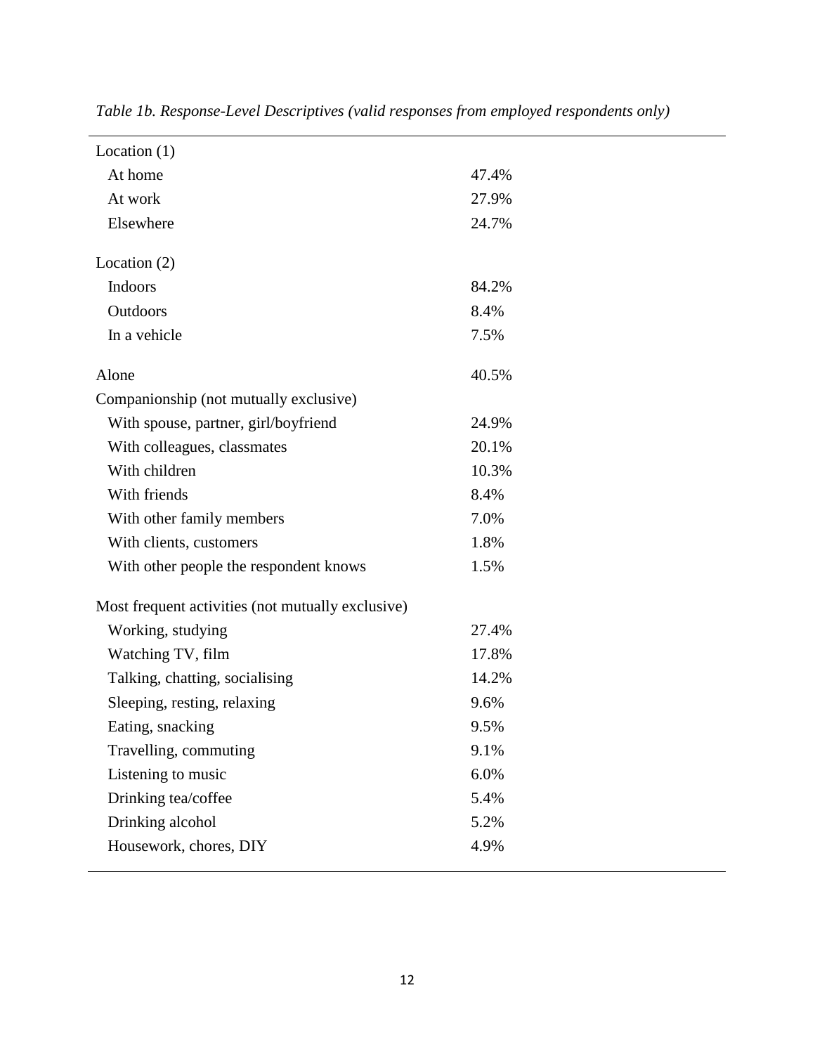*Table 1b. Response-Level Descriptives (valid responses from employed respondents only)*

| | |
|---|---|
| Location (1) | |
| At home | 47.4% |
| At work | 27.9% |
| Elsewhere | 24.7% |
| Location (2) | |
| Indoors | 84.2% |
| Outdoors | 8.4% |
| In a vehicle | 7.5% |
| Alone | 40.5% |
| Companionship (not mutually exclusive) | |
| With spouse, partner, girl/boyfriend | 24.9% |
| With colleagues, classmates | 20.1% |
| With children | 10.3% |
| With friends | 8.4% |
| With other family members | 7.0% |
| With clients, customers | 1.8% |
| With other people the respondent knows | 1.5% |
| Most frequent activities (not mutually exclusive) | |
| Working, studying | 27.4% |
| Watching TV, film | 17.8% |
| Talking, chatting, socialising | 14.2% |
| Sleeping, resting, relaxing | 9.6% |
| Eating, snacking | 9.5% |
| Travelling, commuting | 9.1% |
| Listening to music | 6.0% |
| Drinking tea/coffee | 5.4% |
| Drinking alcohol | 5.2% |
| Housework, chores, DIY | 4.9% |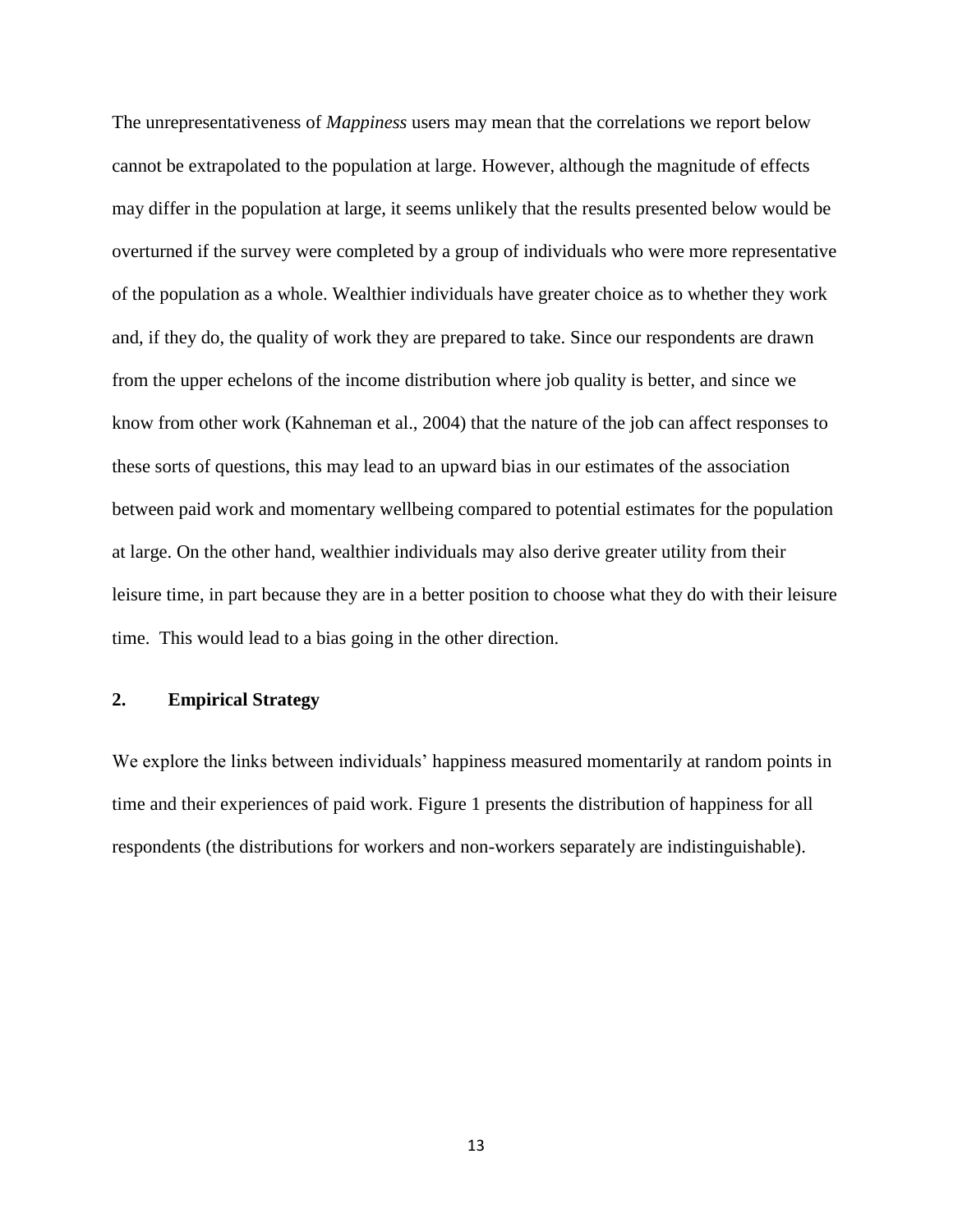The unrepresentativeness of *Mappiness* users may mean that the correlations we report below cannot be extrapolated to the population at large. However, although the magnitude of effects may differ in the population at large, it seems unlikely that the results presented below would be overturned if the survey were completed by a group of individuals who were more representative of the population as a whole. Wealthier individuals have greater choice as to whether they work and, if they do, the quality of work they are prepared to take. Since our respondents are drawn from the upper echelons of the income distribution where job quality is better, and since we know from other work (Kahneman et al., 2004) that the nature of the job can affect responses to these sorts of questions, this may lead to an upward bias in our estimates of the association between paid work and momentary wellbeing compared to potential estimates for the population at large. On the other hand, wealthier individuals may also derive greater utility from their leisure time, in part because they are in a better position to choose what they do with their leisure time. This would lead to a bias going in the other direction.

## 2. Empirical Strategy

We explore the links between individuals' happiness measured momentarily at random points in time and their experiences of paid work. Figure 1 presents the distribution of happiness for all respondents (the distributions for workers and non-workers separately are indistinguishable).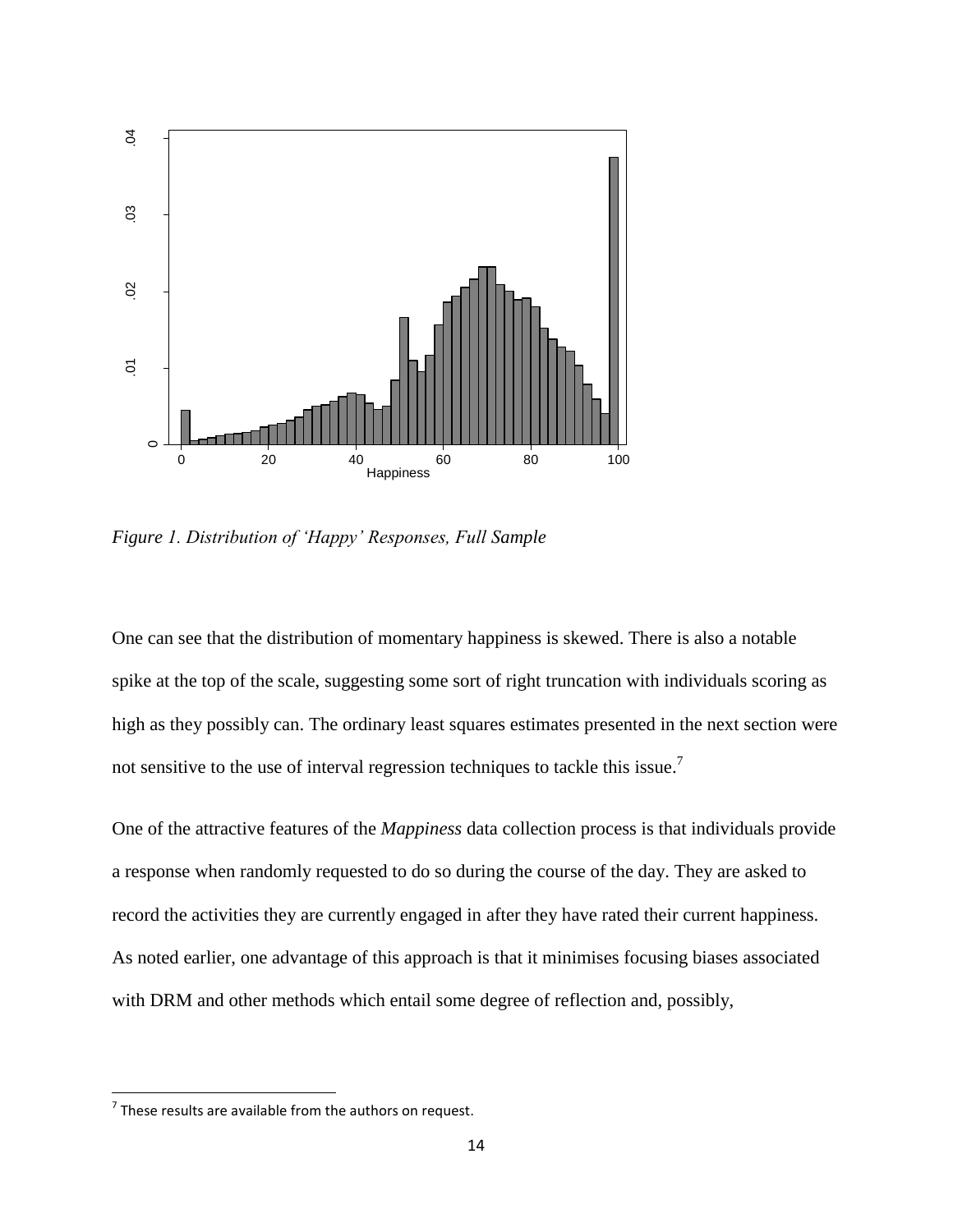*Figure 1. Distribution of 'Happy' Responses, Full Sample*

One can see that the distribution of momentary happiness is skewed. There is also a notable spike at the top of the scale, suggesting some sort of right truncation with individuals scoring as high as they possibly can. The ordinary least squares estimates presented in the next section were not sensitive to the use of interval regression techniques to tackle this issue.[7]

One of the attractive features of the *Mappiness* data collection process is that individuals provide a response when randomly requested to do so during the course of the day. They are asked to record the activities they are currently engaged in after they have rated their current happiness. As noted earlier, one advantage of this approach is that it minimises focusing biases associated with DRM and other methods which entail some degree of reflection and, possibly,

---

[7] These results are available from the authors on request.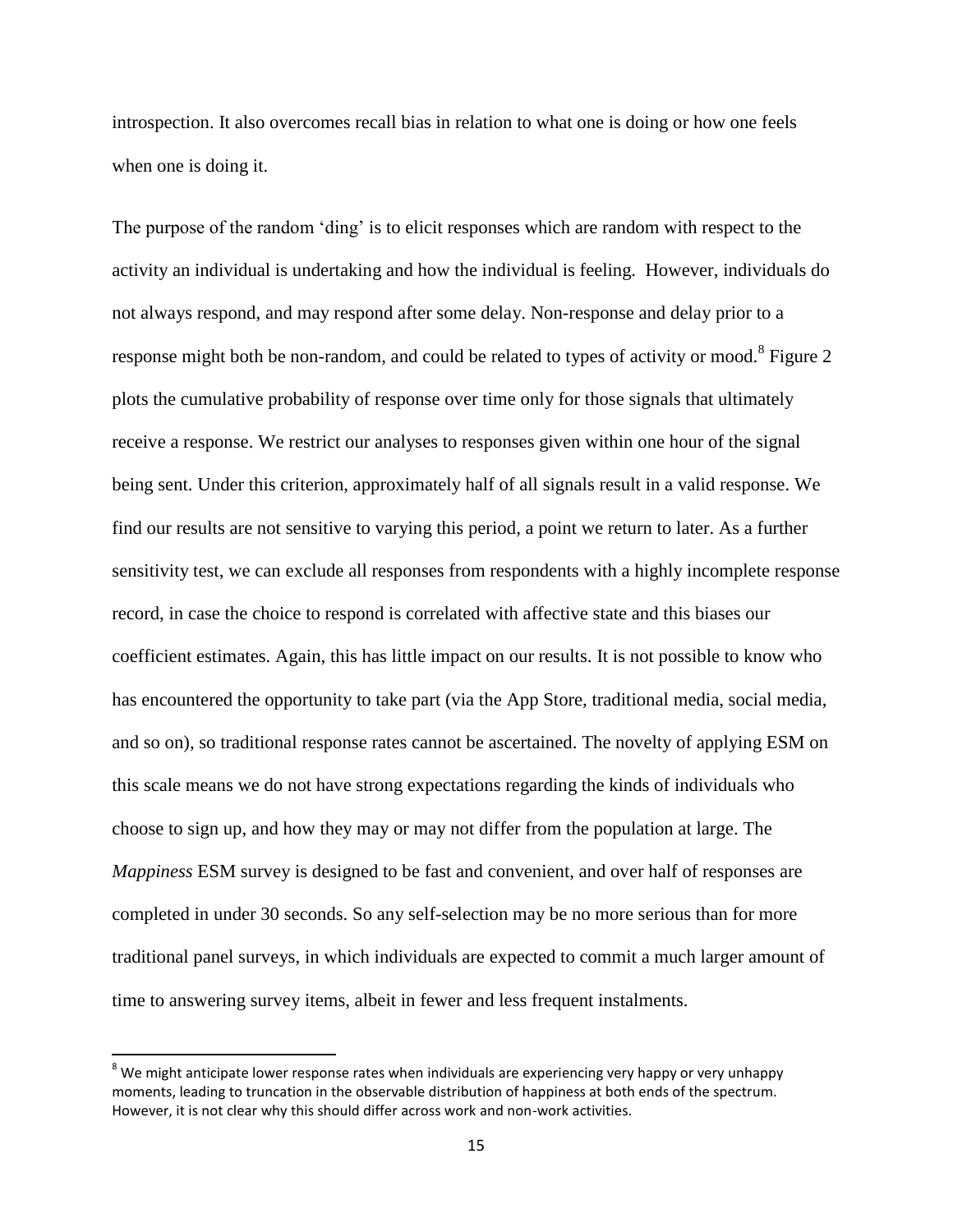introspection. It also overcomes recall bias in relation to what one is doing or how one feels when one is doing it.

The purpose of the random 'ding' is to elicit responses which are random with respect to the activity an individual is undertaking and how the individual is feeling. However, individuals do not always respond, and may respond after some delay. Non-response and delay prior to a response might both be non-random, and could be related to types of activity or mood.[8] Figure 2 plots the cumulative probability of response over time only for those signals that ultimately receive a response. We restrict our analyses to responses given within one hour of the signal being sent. Under this criterion, approximately half of all signals result in a valid response. We find our results are not sensitive to varying this period, a point we return to later. As a further sensitivity test, we can exclude all responses from respondents with a highly incomplete response record, in case the choice to respond is correlated with affective state and this biases our coefficient estimates. Again, this has little impact on our results. It is not possible to know who has encountered the opportunity to take part (via the App Store, traditional media, social media, and so on), so traditional response rates cannot be ascertained. The novelty of applying ESM on this scale means we do not have strong expectations regarding the kinds of individuals who choose to sign up, and how they may or may not differ from the population at large. The *Mappiness* ESM survey is designed to be fast and convenient, and over half of responses are completed in under 30 seconds. So any self-selection may be no more serious than for more traditional panel surveys, in which individuals are expected to commit a much larger amount of time to answering survey items, albeit in fewer and less frequent instalments.

[8] We might anticipate lower response rates when individuals are experiencing very happy or very unhappy moments, leading to truncation in the observable distribution of happiness at both ends of the spectrum. However, it is not clear why this should differ across work and non-work activities.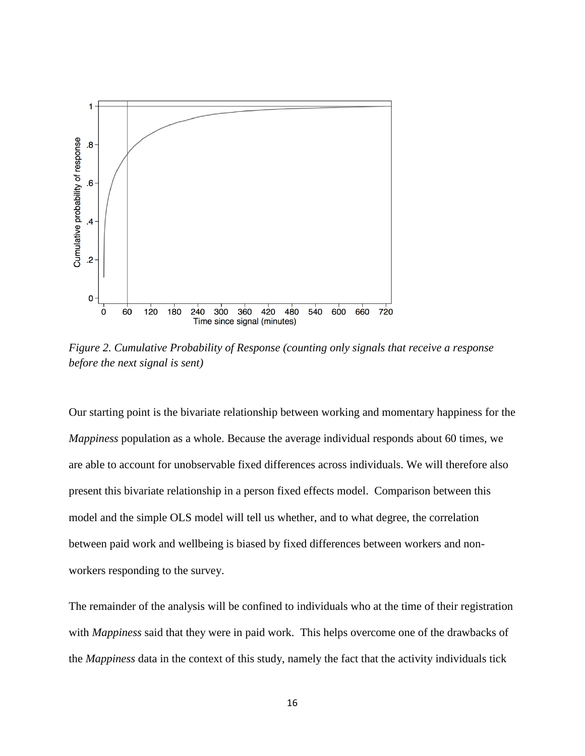*Figure 2. Cumulative Probability of Response (counting only signals that receive a response before the next signal is sent)*

Our starting point is the bivariate relationship between working and momentary happiness for the *Mappiness* population as a whole. Because the average individual responds about 60 times, we are able to account for unobservable fixed differences across individuals. We will therefore also present this bivariate relationship in a person fixed effects model. Comparison between this model and the simple OLS model will tell us whether, and to what degree, the correlation between paid work and wellbeing is biased by fixed differences between workers and non-workers responding to the survey.

The remainder of the analysis will be confined to individuals who at the time of their registration with *Mappiness* said that they were in paid work. This helps overcome one of the drawbacks of the *Mappiness* data in the context of this study, namely the fact that the activity individuals tick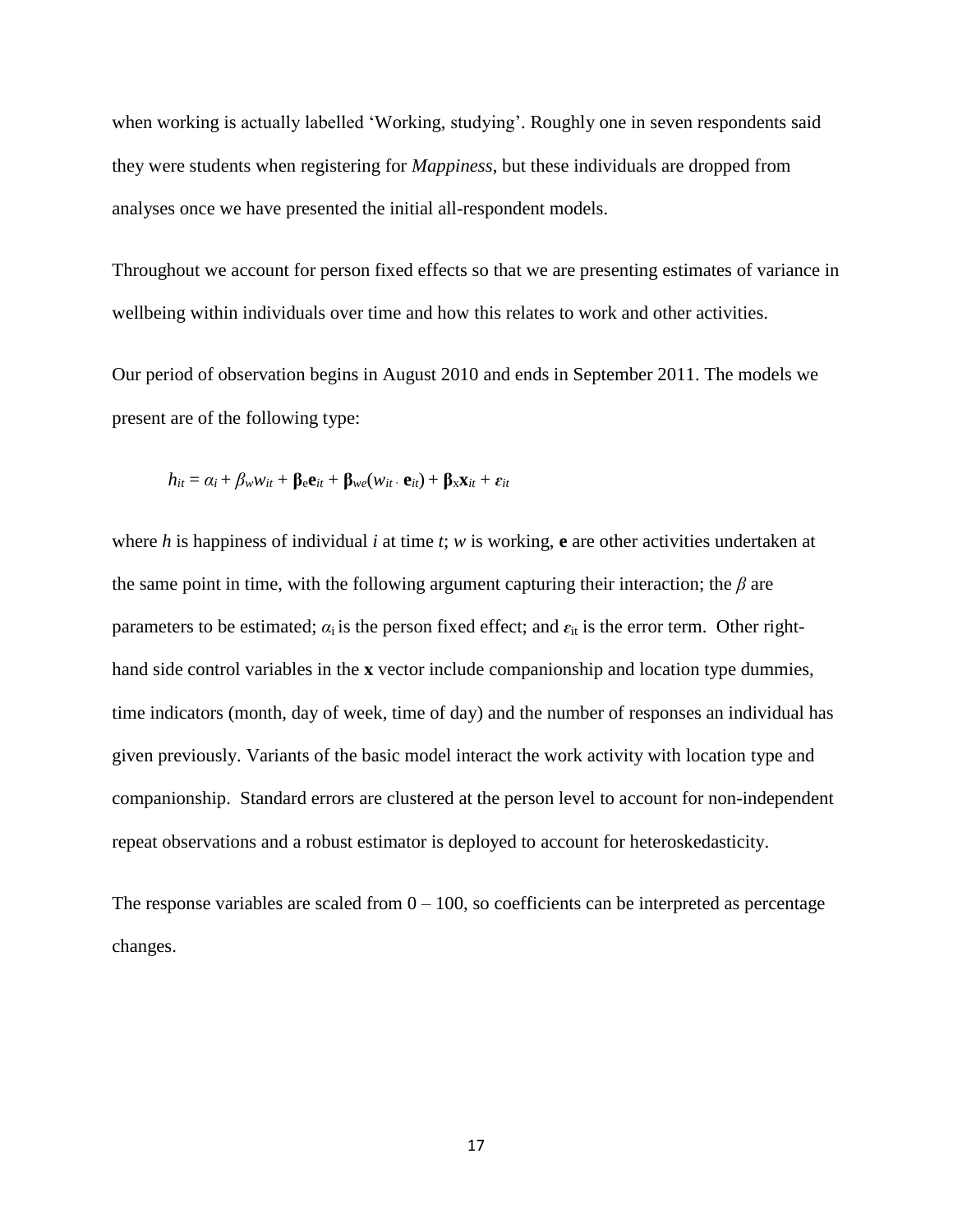when working is actually labelled 'Working, studying'. Roughly one in seven respondents said they were students when registering for *Mappiness*, but these individuals are dropped from analyses once we have presented the initial all-respondent models.

Throughout we account for person fixed effects so that we are presenting estimates of variance in wellbeing within individuals over time and how this relates to work and other activities.

Our period of observation begins in August 2010 and ends in September 2011. The models we present are of the following type:

$$h_{it} = \alpha_i + \beta_w w_{it} + \boldsymbol{\beta}_e \mathbf{e}_{it} + \boldsymbol{\beta}_{we}(w_{it} \cdot \mathbf{e}_{it}) + \boldsymbol{\beta}_x \mathbf{x}_{it} + \varepsilon_{it}$$

where $h$ is happiness of individual $i$ at time $t$; $w$ is working, $\mathbf{e}$ are other activities undertaken at the same point in time, with the following argument capturing their interaction; the $\beta$ are parameters to be estimated; $\alpha_i$ is the person fixed effect; and $\varepsilon_{it}$ is the error term. Other right-hand side control variables in the $\mathbf{x}$ vector include companionship and location type dummies, time indicators (month, day of week, time of day) and the number of responses an individual has given previously. Variants of the basic model interact the work activity with location type and companionship. Standard errors are clustered at the person level to account for non-independent repeat observations and a robust estimator is deployed to account for heteroskedasticity.

The response variables are scaled from 0 – 100, so coefficients can be interpreted as percentage changes.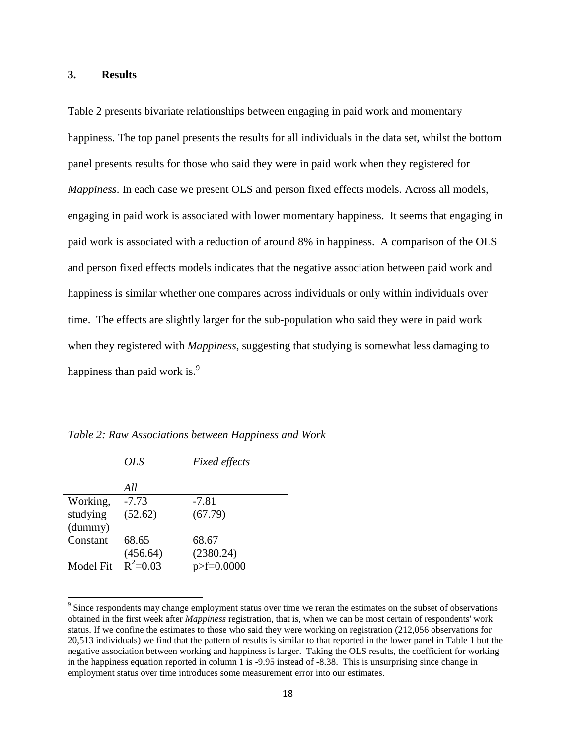## 3. Results

Table 2 presents bivariate relationships between engaging in paid work and momentary happiness. The top panel presents the results for all individuals in the data set, whilst the bottom panel presents results for those who said they were in paid work when they registered for *Mappiness*. In each case we present OLS and person fixed effects models. Across all models, engaging in paid work is associated with lower momentary happiness. It seems that engaging in paid work is associated with a reduction of around 8% in happiness. A comparison of the OLS and person fixed effects models indicates that the negative association between paid work and happiness is similar whether one compares across individuals or only within individuals over time. The effects are slightly larger for the sub-population who said they were in paid work when they registered with *Mappiness*, suggesting that studying is somewhat less damaging to happiness than paid work is.[9]

*Table 2: Raw Associations between Happiness and Work*

| | *OLS* | *Fixed effects* |
|---|---|---|
| | *All* | |
| Working, studying (dummy) | -7.73<br>(52.62) | -7.81<br>(67.79) |
| Constant | 68.65<br>(456.64) | 68.67<br>(2380.24) |
| Model Fit | $R^2$=0.03 | p>f=0.0000 |

[9] Since respondents may change employment status over time we reran the estimates on the subset of observations obtained in the first week after *Mappiness* registration, that is, when we can be most certain of respondents' work status. If we confine the estimates to those who said they were working on registration (212,056 observations for 20,513 individuals) we find that the pattern of results is similar to that reported in the lower panel in Table 1 but the negative association between working and happiness is larger. Taking the OLS results, the coefficient for working in the happiness equation reported in column 1 is -9.95 instead of -8.38. This is unsurprising since change in employment status over time introduces some measurement error into our estimates.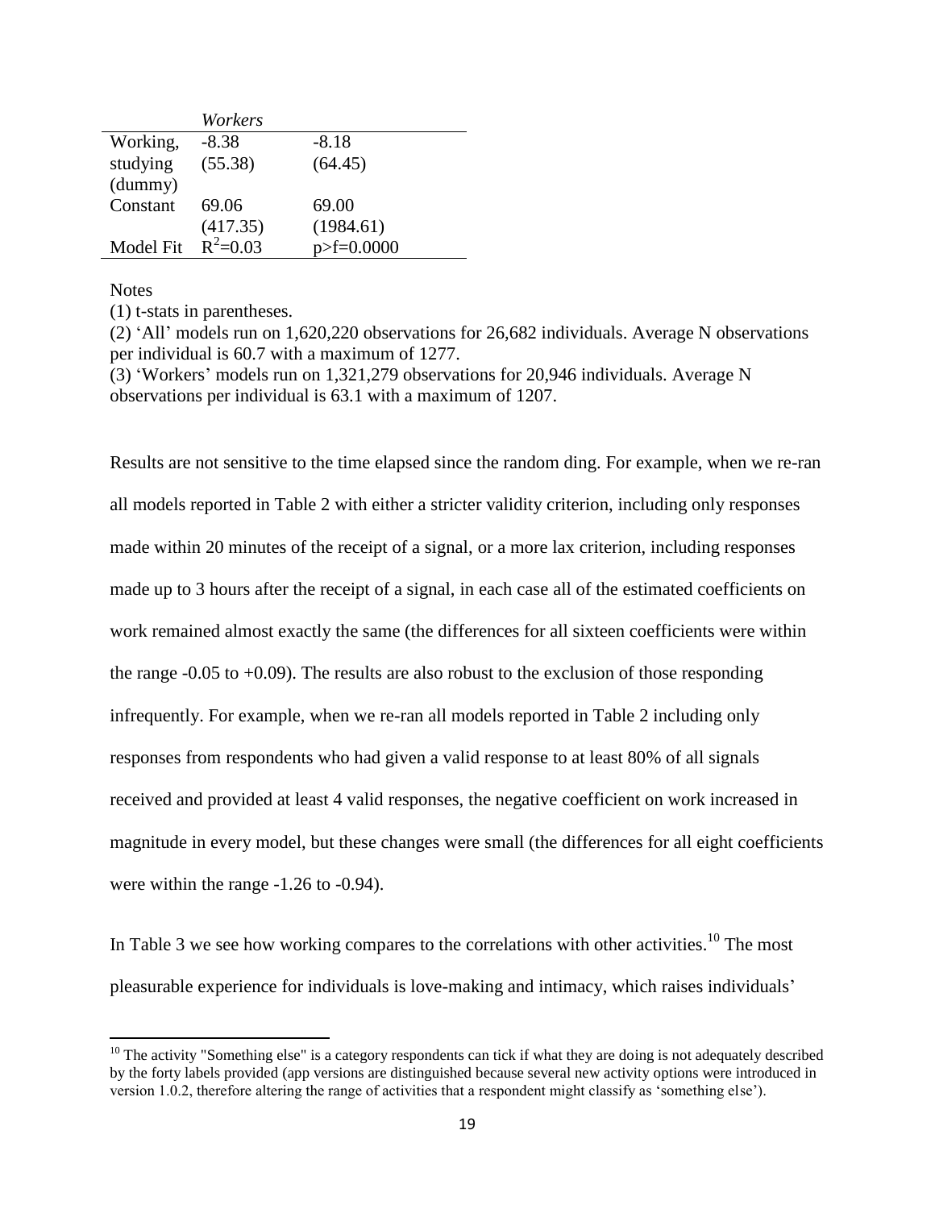| | *Workers* | |
|---|---|---|
| Working, studying (dummy) | -8.38 (55.38) | -8.18 (64.45) |
| Constant | 69.06 (417.35) | 69.00 (1984.61) |
| Model Fit | $R^2$=0.03 | p>f=0.0000 |

Notes

(1) t-stats in parentheses.

(2) 'All' models run on 1,620,220 observations for 26,682 individuals. Average N observations per individual is 60.7 with a maximum of 1277.

(3) 'Workers' models run on 1,321,279 observations for 20,946 individuals. Average N observations per individual is 63.1 with a maximum of 1207.

Results are not sensitive to the time elapsed since the random ding. For example, when we re-ran all models reported in Table 2 with either a stricter validity criterion, including only responses made within 20 minutes of the receipt of a signal, or a more lax criterion, including responses made up to 3 hours after the receipt of a signal, in each case all of the estimated coefficients on work remained almost exactly the same (the differences for all sixteen coefficients were within the range -0.05 to +0.09). The results are also robust to the exclusion of those responding infrequently. For example, when we re-ran all models reported in Table 2 including only responses from respondents who had given a valid response to at least 80% of all signals received and provided at least 4 valid responses, the negative coefficient on work increased in magnitude in every model, but these changes were small (the differences for all eight coefficients were within the range -1.26 to -0.94).

In Table 3 we see how working compares to the correlations with other activities.[10] The most pleasurable experience for individuals is love-making and intimacy, which raises individuals'

[10] The activity "Something else" is a category respondents can tick if what they are doing is not adequately described by the forty labels provided (app versions are distinguished because several new activity options were introduced in version 1.0.2, therefore altering the range of activities that a respondent might classify as 'something else').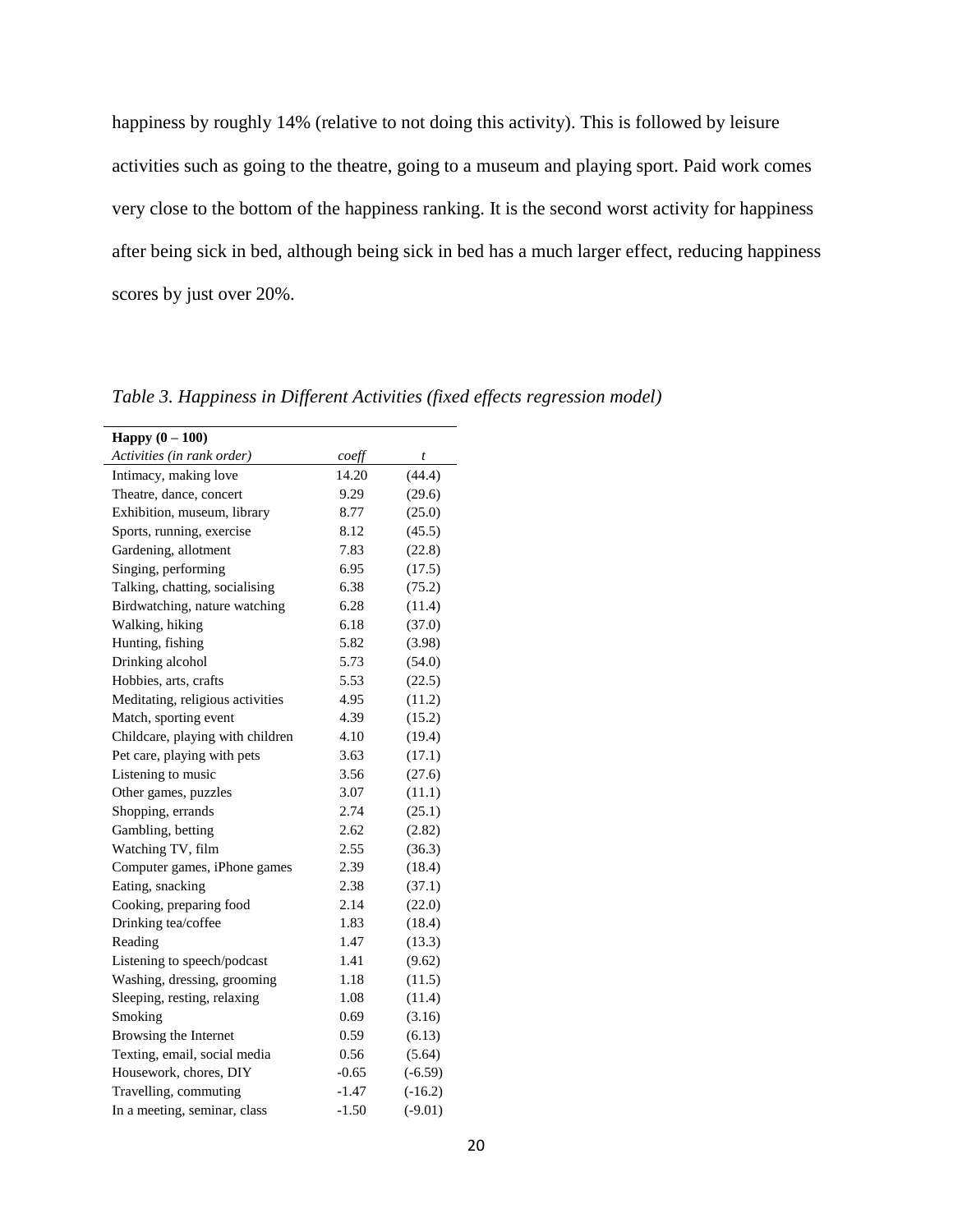happiness by roughly 14% (relative to not doing this activity). This is followed by leisure activities such as going to the theatre, going to a museum and playing sport. Paid work comes very close to the bottom of the happiness ranking. It is the second worst activity for happiness after being sick in bed, although being sick in bed has a much larger effect, reducing happiness scores by just over 20%.

*Table 3. Happiness in Different Activities (fixed effects regression model)*

| **Happy (0 – 100)** | | |
|---|---|---|
| *Activities (in rank order)* | *coeff* | *t* |
| Intimacy, making love | 14.20 | (44.4) |
| Theatre, dance, concert | 9.29 | (29.6) |
| Exhibition, museum, library | 8.77 | (25.0) |
| Sports, running, exercise | 8.12 | (45.5) |
| Gardening, allotment | 7.83 | (22.8) |
| Singing, performing | 6.95 | (17.5) |
| Talking, chatting, socialising | 6.38 | (75.2) |
| Birdwatching, nature watching | 6.28 | (11.4) |
| Walking, hiking | 6.18 | (37.0) |
| Hunting, fishing | 5.82 | (3.98) |
| Drinking alcohol | 5.73 | (54.0) |
| Hobbies, arts, crafts | 5.53 | (22.5) |
| Meditating, religious activities | 4.95 | (11.2) |
| Match, sporting event | 4.39 | (15.2) |
| Childcare, playing with children | 4.10 | (19.4) |
| Pet care, playing with pets | 3.63 | (17.1) |
| Listening to music | 3.56 | (27.6) |
| Other games, puzzles | 3.07 | (11.1) |
| Shopping, errands | 2.74 | (25.1) |
| Gambling, betting | 2.62 | (2.82) |
| Watching TV, film | 2.55 | (36.3) |
| Computer games, iPhone games | 2.39 | (18.4) |
| Eating, snacking | 2.38 | (37.1) |
| Cooking, preparing food | 2.14 | (22.0) |
| Drinking tea/coffee | 1.83 | (18.4) |
| Reading | 1.47 | (13.3) |
| Listening to speech/podcast | 1.41 | (9.62) |
| Washing, dressing, grooming | 1.18 | (11.5) |
| Sleeping, resting, relaxing | 1.08 | (11.4) |
| Smoking | 0.69 | (3.16) |
| Browsing the Internet | 0.59 | (6.13) |
| Texting, email, social media | 0.56 | (5.64) |
| Housework, chores, DIY | -0.65 | (-6.59) |
| Travelling, commuting | -1.47 | (-16.2) |
| In a meeting, seminar, class | -1.50 | (-9.01) |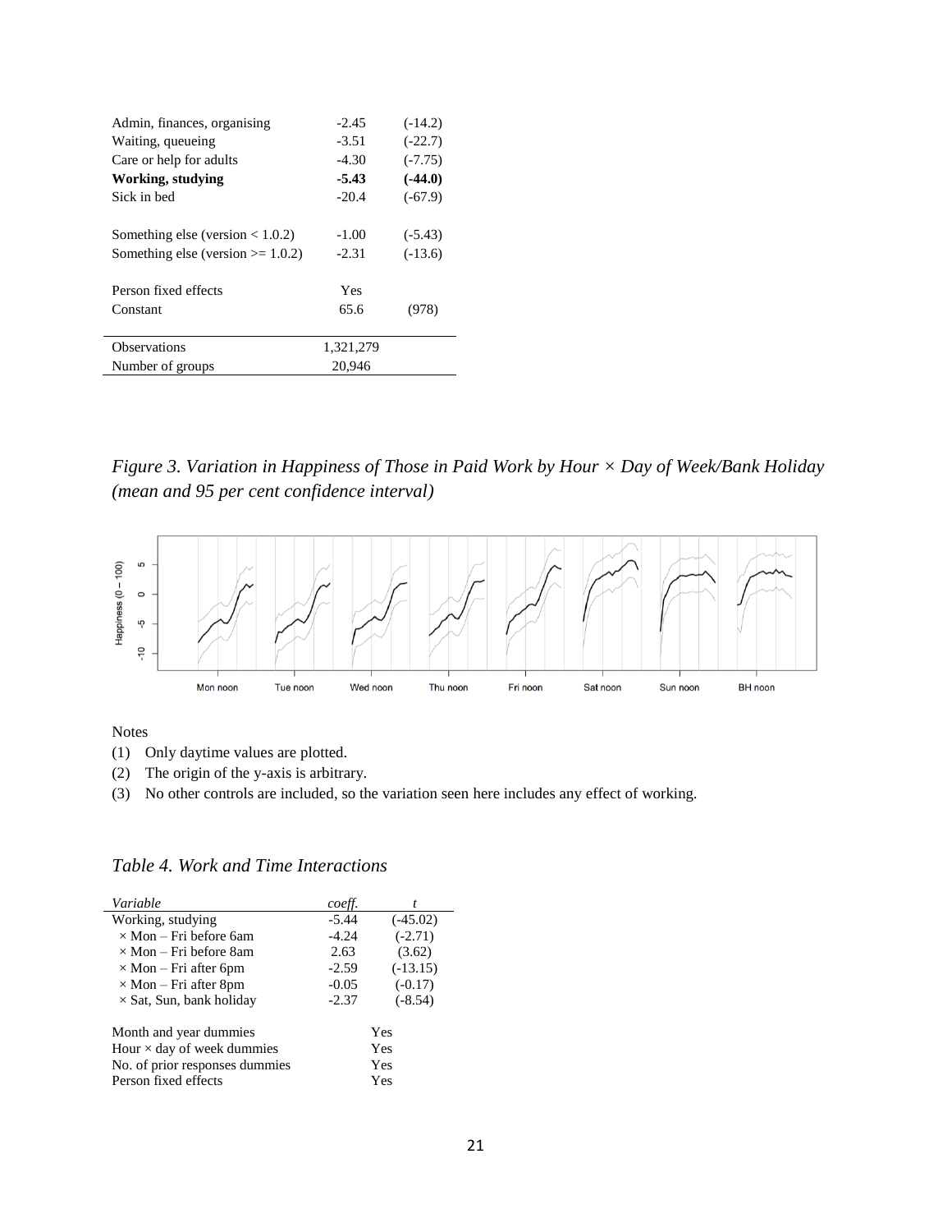| | | |
|---|---|---|
| Admin, finances, organising | -2.45 | (-14.2) |
| Waiting, queueing | -3.51 | (-22.7) |
| Care or help for adults | -4.30 | (-7.75) |
| **Working, studying** | **-5.43** | **(-44.0)** |
| Sick in bed | -20.4 | (-67.9) |
| | | |
| Something else (version < 1.0.2) | -1.00 | (-5.43) |
| Something else (version >= 1.0.2) | -2.31 | (-13.6) |
| | | |
| Person fixed effects | Yes | |
| Constant | 65.6 | (978) |
| | | |
| Observations | 1,321,279 | |
| Number of groups | 20,946 | |

*Figure 3. Variation in Happiness of Those in Paid Work by Hour × Day of Week/Bank Holiday (mean and 95 per cent confidence interval)*

Notes

(1) Only daytime values are plotted.

(2) The origin of the y-axis is arbitrary.

(3) No other controls are included, so the variation seen here includes any effect of working.

*Table 4. Work and Time Interactions*

| *Variable* | *coeff.* | *t* |
|---|---|---|
| Working, studying | -5.44 | (-45.02) |
| × Mon – Fri before 6am | -4.24 | (-2.71) |
| × Mon – Fri before 8am | 2.63 | (3.62) |
| × Mon – Fri after 6pm | -2.59 | (-13.15) |
| × Mon – Fri after 8pm | -0.05 | (-0.17) |
| × Sat, Sun, bank holiday | -2.37 | (-8.54) |
| | | |
| Month and year dummies | Yes | |
| Hour × day of week dummies | Yes | |
| No. of prior responses dummies | Yes | |
| Person fixed effects | Yes | |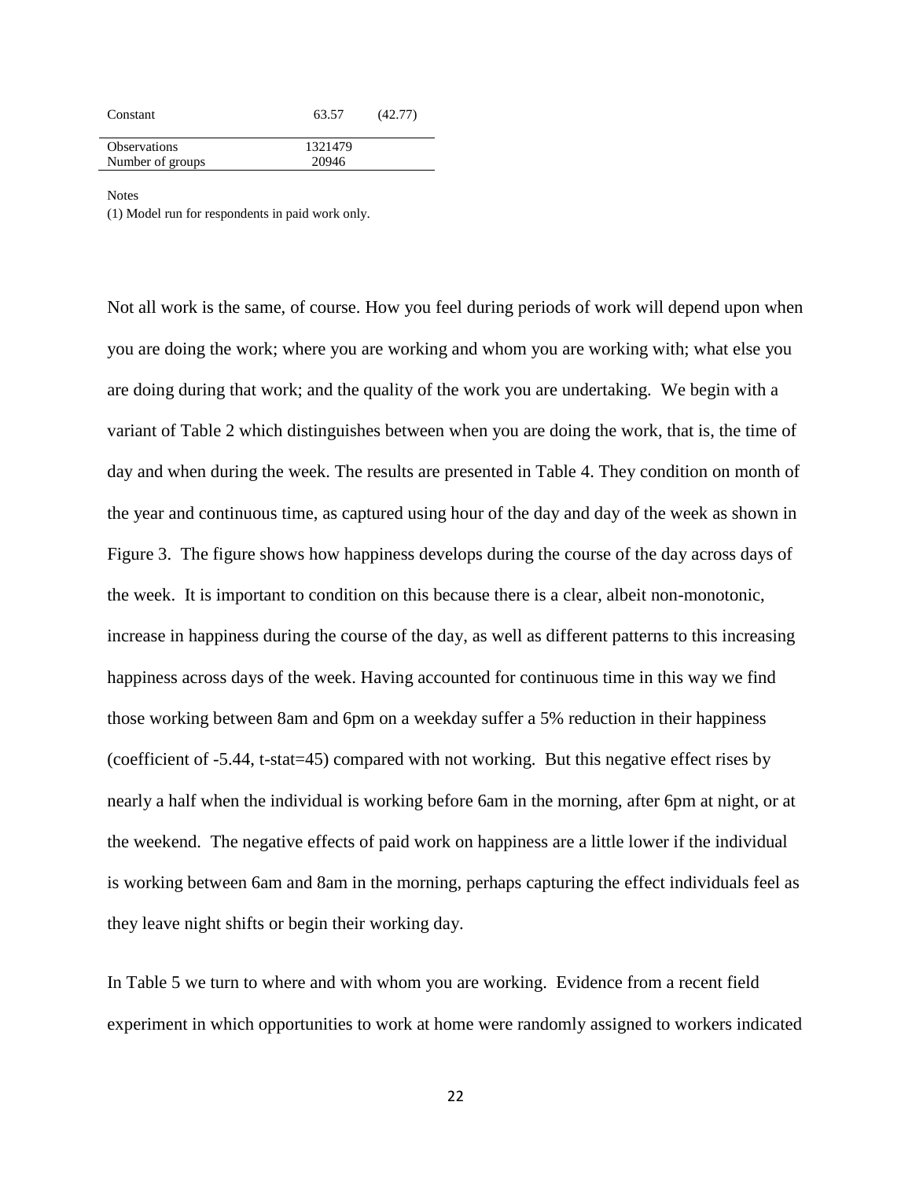| | | |
|---|---|---|
| Constant | 63.57 | (42.77) |
| Observations | 1321479 | |
| Number of groups | 20946 | |

Notes

(1) Model run for respondents in paid work only.

Not all work is the same, of course. How you feel during periods of work will depend upon when you are doing the work; where you are working and whom you are working with; what else you are doing during that work; and the quality of the work you are undertaking. We begin with a variant of Table 2 which distinguishes between when you are doing the work, that is, the time of day and when during the week. The results are presented in Table 4. They condition on month of the year and continuous time, as captured using hour of the day and day of the week as shown in Figure 3. The figure shows how happiness develops during the course of the day across days of the week. It is important to condition on this because there is a clear, albeit non-monotonic, increase in happiness during the course of the day, as well as different patterns to this increasing happiness across days of the week. Having accounted for continuous time in this way we find those working between 8am and 6pm on a weekday suffer a 5% reduction in their happiness (coefficient of -5.44, t-stat=45) compared with not working. But this negative effect rises by nearly a half when the individual is working before 6am in the morning, after 6pm at night, or at the weekend. The negative effects of paid work on happiness are a little lower if the individual is working between 6am and 8am in the morning, perhaps capturing the effect individuals feel as they leave night shifts or begin their working day.

In Table 5 we turn to where and with whom you are working. Evidence from a recent field experiment in which opportunities to work at home were randomly assigned to workers indicated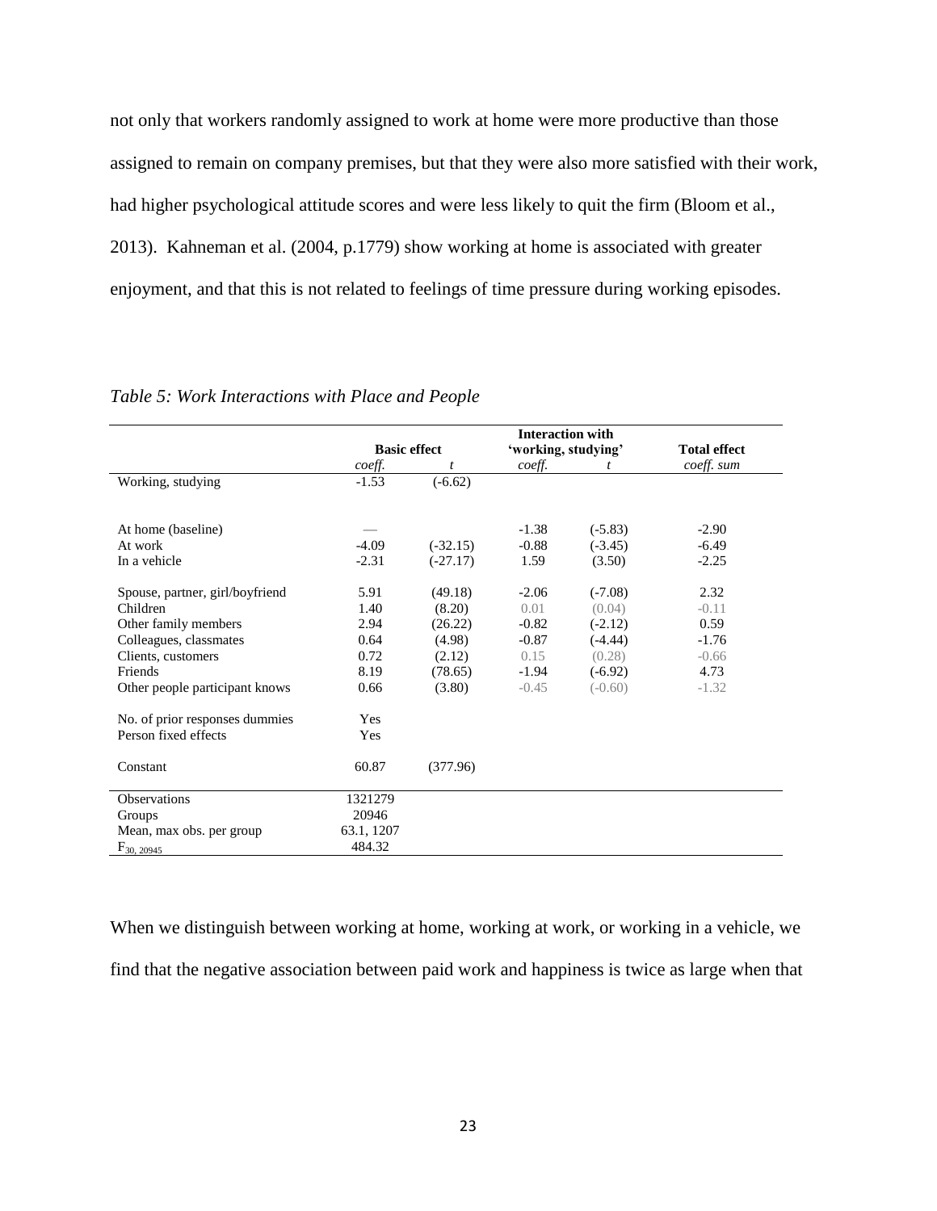not only that workers randomly assigned to work at home were more productive than those assigned to remain on company premises, but that they were also more satisfied with their work, had higher psychological attitude scores and were less likely to quit the firm (Bloom et al., 2013). Kahneman et al. (2004, p.1779) show working at home is associated with greater enjoyment, and that this is not related to feelings of time pressure during working episodes.

*Table 5: Work Interactions with Place and People*

| | Basic effect | | Interaction with 'working, studying' | | Total effect |
|---|---|---|---|---|---|
| | *coeff.* | *t* | *coeff.* | *t* | *coeff. sum* |
| Working, studying | -1.53 | (-6.62) | | | |
| | | | | | |
| At home (baseline) | — | | -1.38 | (-5.83) | -2.90 |
| At work | -4.09 | (-32.15) | -0.88 | (-3.45) | -6.49 |
| In a vehicle | -2.31 | (-27.17) | 1.59 | (3.50) | -2.25 |
| | | | | | |
| Spouse, partner, girl/boyfriend | 5.91 | (49.18) | -2.06 | (-7.08) | 2.32 |
| Children | 1.40 | (8.20) | 0.01 | (0.04) | -0.11 |
| Other family members | 2.94 | (26.22) | -0.82 | (-2.12) | 0.59 |
| Colleagues, classmates | 0.64 | (4.98) | -0.87 | (-4.44) | -1.76 |
| Clients, customers | 0.72 | (2.12) | 0.15 | (0.28) | -0.66 |
| Friends | 8.19 | (78.65) | -1.94 | (-6.92) | 4.73 |
| Other people participant knows | 0.66 | (3.80) | -0.45 | (-0.60) | -1.32 |
| | | | | | |
| No. of prior responses dummies | Yes | | | | |
| Person fixed effects | Yes | | | | |
| | | | | | |
| Constant | 60.87 | (377.96) | | | |
| Observations | 1321279 | | | | |
| Groups | 20946 | | | | |
| Mean, max obs. per group | 63.1, 1207 | | | | |
| $F_{30, 20945}$ | 484.32 | | | | |

When we distinguish between working at home, working at work, or working in a vehicle, we find that the negative association between paid work and happiness is twice as large when that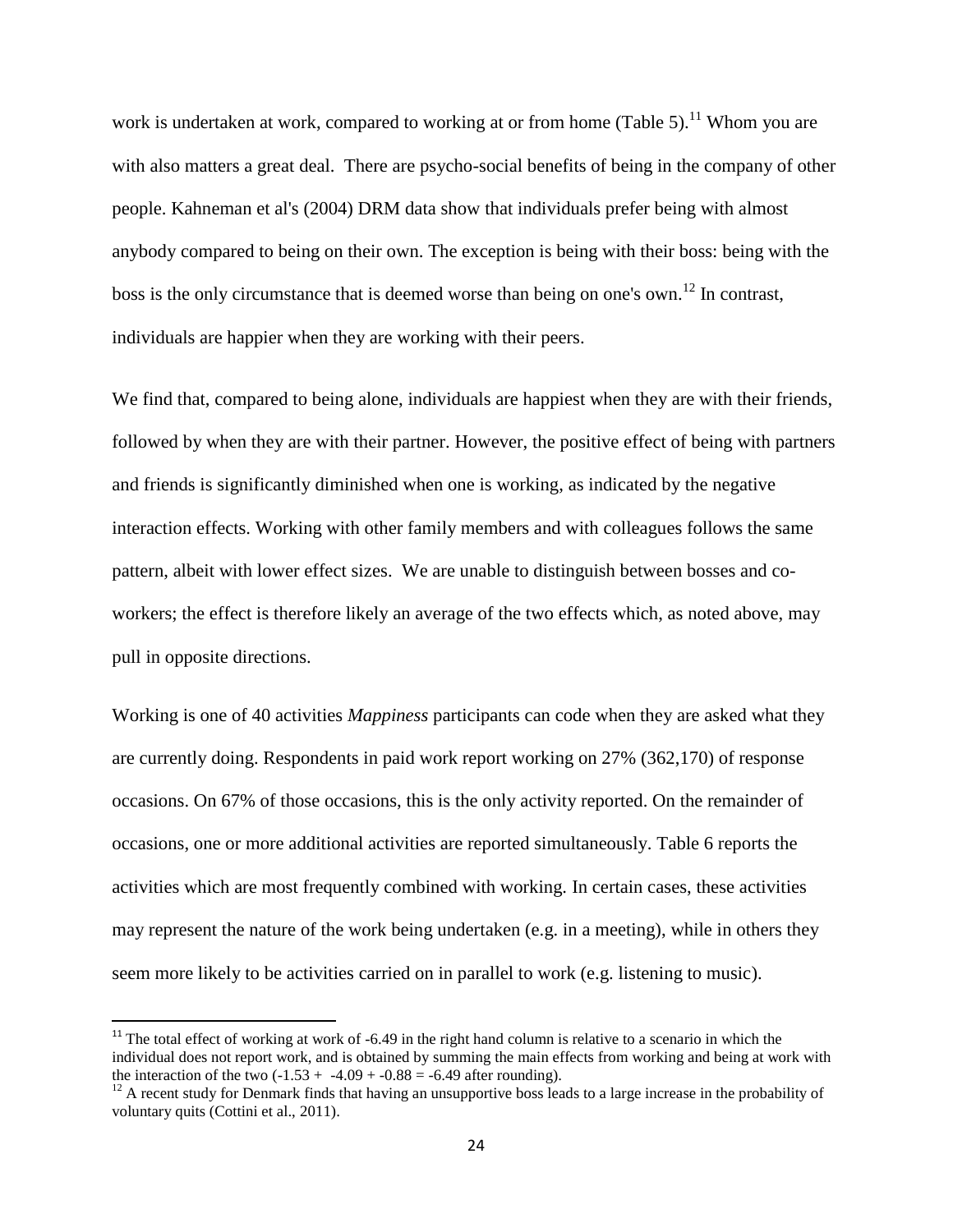work is undertaken at work, compared to working at or from home (Table 5).[11] Whom you are with also matters a great deal. There are psycho-social benefits of being in the company of other people. Kahneman et al's (2004) DRM data show that individuals prefer being with almost anybody compared to being on their own. The exception is being with their boss: being with the boss is the only circumstance that is deemed worse than being on one's own.[12] In contrast, individuals are happier when they are working with their peers.

We find that, compared to being alone, individuals are happiest when they are with their friends, followed by when they are with their partner. However, the positive effect of being with partners and friends is significantly diminished when one is working, as indicated by the negative interaction effects. Working with other family members and with colleagues follows the same pattern, albeit with lower effect sizes. We are unable to distinguish between bosses and co-workers; the effect is therefore likely an average of the two effects which, as noted above, may pull in opposite directions.

Working is one of 40 activities *Mappiness* participants can code when they are asked what they are currently doing. Respondents in paid work report working on 27% (362,170) of response occasions. On 67% of those occasions, this is the only activity reported. On the remainder of occasions, one or more additional activities are reported simultaneously. Table 6 reports the activities which are most frequently combined with working. In certain cases, these activities may represent the nature of the work being undertaken (e.g. in a meeting), while in others they seem more likely to be activities carried on in parallel to work (e.g. listening to music).

[11] The total effect of working at work of -6.49 in the right hand column is relative to a scenario in which the individual does not report work, and is obtained by summing the main effects from working and being at work with the interaction of the two (-1.53 + -4.09 + -0.88 = -6.49 after rounding).

[12] A recent study for Denmark finds that having an unsupportive boss leads to a large increase in the probability of voluntary quits (Cottini et al., 2011).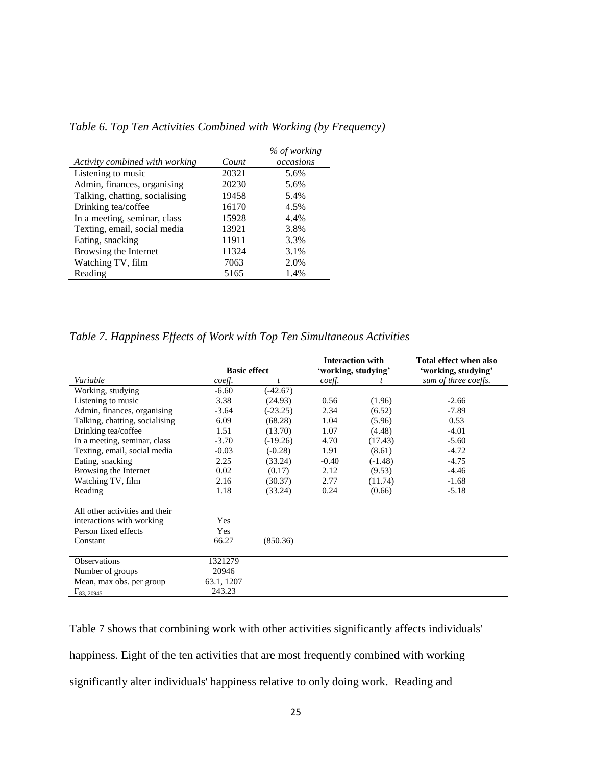*Table 6. Top Ten Activities Combined with Working (by Frequency)*

| *Activity combined with working* | *Count* | *% of working occasions* |
|---|---|---|
| Listening to music | 20321 | 5.6% |
| Admin, finances, organising | 20230 | 5.6% |
| Talking, chatting, socialising | 19458 | 5.4% |
| Drinking tea/coffee | 16170 | 4.5% |
| In a meeting, seminar, class | 15928 | 4.4% |
| Texting, email, social media | 13921 | 3.8% |
| Eating, snacking | 11911 | 3.3% |
| Browsing the Internet | 11324 | 3.1% |
| Watching TV, film | 7063 | 2.0% |
| Reading | 5165 | 1.4% |

*Table 7. Happiness Effects of Work with Top Ten Simultaneous Activities*

| | **Basic effect** | | **Interaction with 'working, studying'** | | **Total effect when also 'working, studying'** |
|---|---|---|---|---|---|
| *Variable* | *coeff.* | *t* | *coeff.* | *t* | *sum of three coeffs.* |
| Working, studying | -6.60 | (-42.67) | | | |
| Listening to music | 3.38 | (24.93) | 0.56 | (1.96) | -2.66 |
| Admin, finances, organising | -3.64 | (-23.25) | 2.34 | (6.52) | -7.89 |
| Talking, chatting, socialising | 6.09 | (68.28) | 1.04 | (5.96) | 0.53 |
| Drinking tea/coffee | 1.51 | (13.70) | 1.07 | (4.48) | -4.01 |
| In a meeting, seminar, class | -3.70 | (-19.26) | 4.70 | (17.43) | -5.60 |
| Texting, email, social media | -0.03 | (-0.28) | 1.91 | (8.61) | -4.72 |
| Eating, snacking | 2.25 | (33.24) | -0.40 | (-1.48) | -4.75 |
| Browsing the Internet | 0.02 | (0.17) | 2.12 | (9.53) | -4.46 |
| Watching TV, film | 2.16 | (30.37) | 2.77 | (11.74) | -1.68 |
| Reading | 1.18 | (33.24) | 0.24 | (0.66) | -5.18 |
| All other activities and their interactions with working | Yes | | | | |
| Person fixed effects | Yes | | | | |
| Constant | 66.27 | (850.36) | | | |
| Observations | 1321279 | | | | |
| Number of groups | 20946 | | | | |
| Mean, max obs. per group | 63.1, 1207 | | | | |
| $F_{83, 20945}$ | 243.23 | | | | |

Table 7 shows that combining work with other activities significantly affects individuals' happiness. Eight of the ten activities that are most frequently combined with working significantly alter individuals' happiness relative to only doing work. Reading and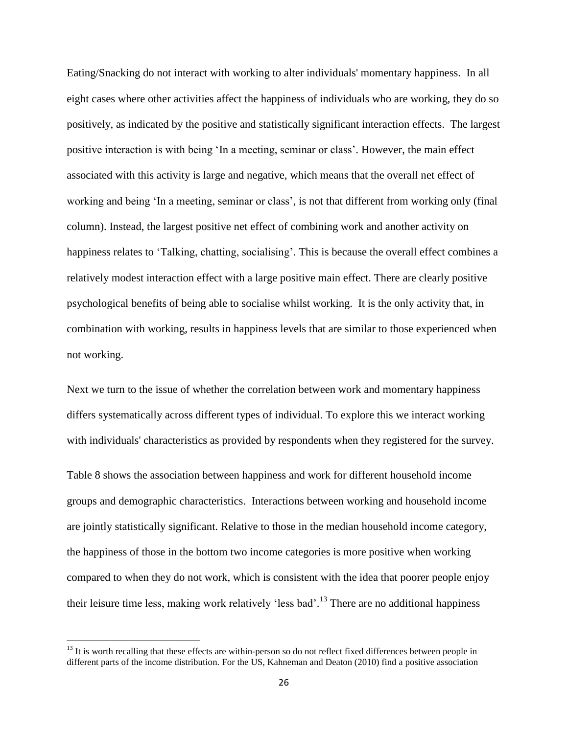Eating/Snacking do not interact with working to alter individuals' momentary happiness. In all eight cases where other activities affect the happiness of individuals who are working, they do so positively, as indicated by the positive and statistically significant interaction effects. The largest positive interaction is with being 'In a meeting, seminar or class'. However, the main effect associated with this activity is large and negative, which means that the overall net effect of working and being 'In a meeting, seminar or class', is not that different from working only (final column). Instead, the largest positive net effect of combining work and another activity on happiness relates to 'Talking, chatting, socialising'. This is because the overall effect combines a relatively modest interaction effect with a large positive main effect. There are clearly positive psychological benefits of being able to socialise whilst working. It is the only activity that, in combination with working, results in happiness levels that are similar to those experienced when not working.

Next we turn to the issue of whether the correlation between work and momentary happiness differs systematically across different types of individual. To explore this we interact working with individuals' characteristics as provided by respondents when they registered for the survey.

Table 8 shows the association between happiness and work for different household income groups and demographic characteristics. Interactions between working and household income are jointly statistically significant. Relative to those in the median household income category, the happiness of those in the bottom two income categories is more positive when working compared to when they do not work, which is consistent with the idea that poorer people enjoy their leisure time less, making work relatively 'less bad'.[13] There are no additional happiness

[13] It is worth recalling that these effects are within-person so do not reflect fixed differences between people in different parts of the income distribution. For the US, Kahneman and Deaton (2010) find a positive association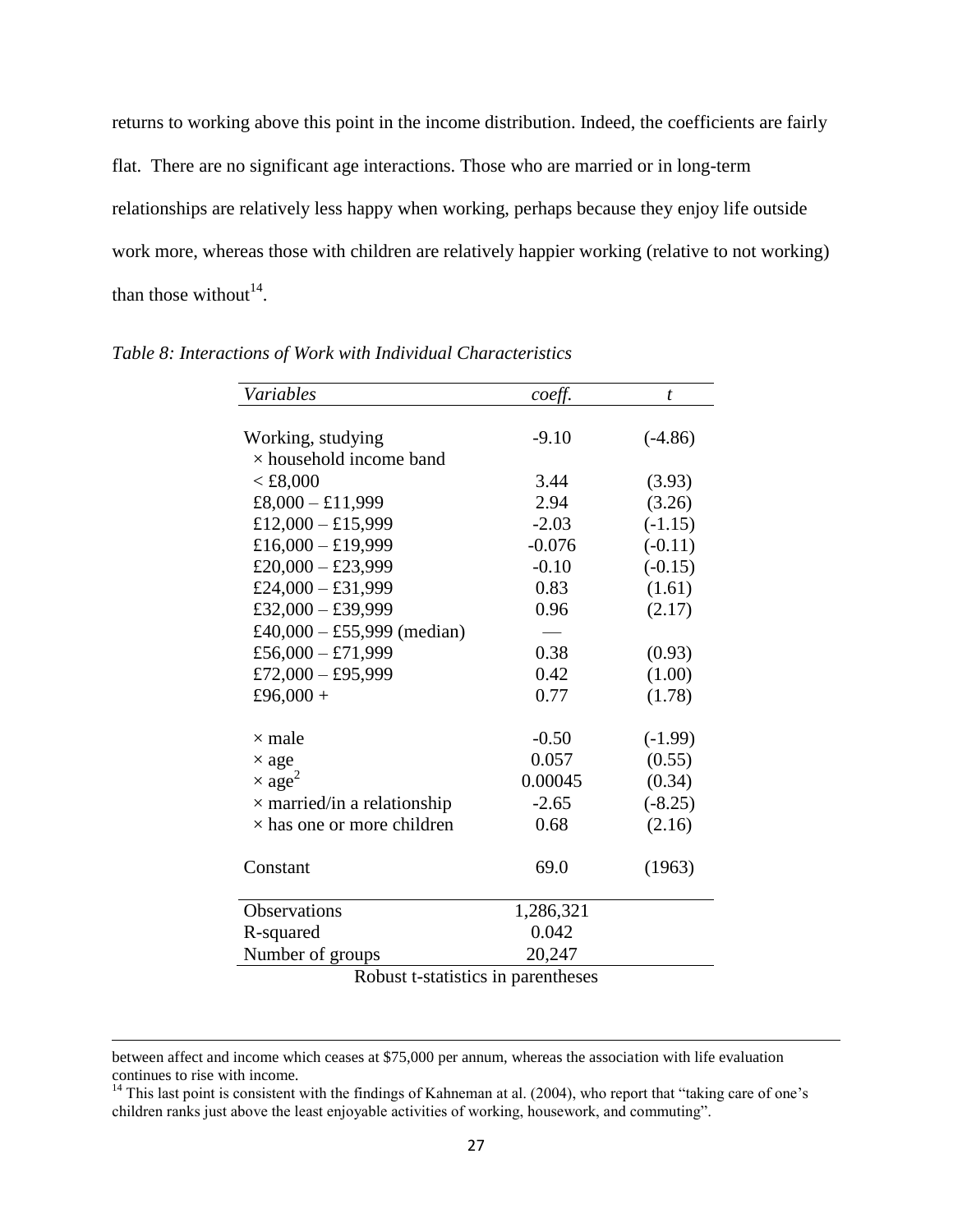returns to working above this point in the income distribution. Indeed, the coefficients are fairly flat. There are no significant age interactions. Those who are married or in long-term relationships are relatively less happy when working, perhaps because they enjoy life outside work more, whereas those with children are relatively happier working (relative to not working) than those without[14].

*Table 8: Interactions of Work with Individual Characteristics*

| *Variables* | *coeff.* | *t* |
|---|---|---|
| Working, studying | -9.10 | (-4.86) |
| × household income band | | |
| < £8,000 | 3.44 | (3.93) |
| £8,000 – £11,999 | 2.94 | (3.26) |
| £12,000 – £15,999 | -2.03 | (-1.15) |
| £16,000 – £19,999 | -0.076 | (-0.11) |
| £20,000 – £23,999 | -0.10 | (-0.15) |
| £24,000 – £31,999 | 0.83 | (1.61) |
| £32,000 – £39,999 | 0.96 | (2.17) |
| £40,000 – £55,999 (median) | — | |
| £56,000 – £71,999 | 0.38 | (0.93) |
| £72,000 – £95,999 | 0.42 | (1.00) |
| £96,000 + | 0.77 | (1.78) |
| × male | -0.50 | (-1.99) |
| × age | 0.057 | (0.55) |
| × age$^2$ | 0.00045 | (0.34) |
| × married/in a relationship | -2.65 | (-8.25) |
| × has one or more children | 0.68 | (2.16) |
| Constant | 69.0 | (1963) |
| Observations | 1,286,321 | |
| R-squared | 0.042 | |
| Number of groups | 20,247 | |

Robust t-statistics in parentheses

between affect and income which ceases at $75,000 per annum, whereas the association with life evaluation continues to rise with income.

[14] This last point is consistent with the findings of Kahneman at al. (2004), who report that "taking care of one's children ranks just above the least enjoyable activities of working, housework, and commuting".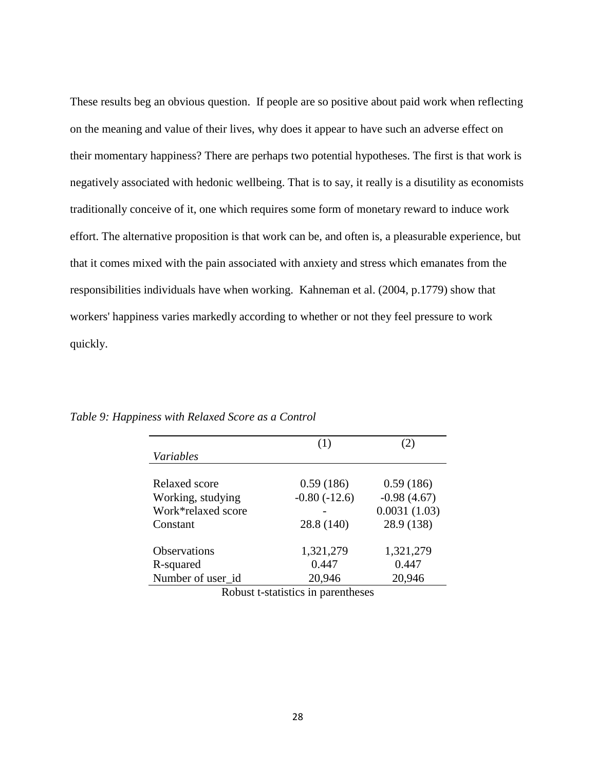These results beg an obvious question. If people are so positive about paid work when reflecting on the meaning and value of their lives, why does it appear to have such an adverse effect on their momentary happiness? There are perhaps two potential hypotheses. The first is that work is negatively associated with hedonic wellbeing. That is to say, it really is a disutility as economists traditionally conceive of it, one which requires some form of monetary reward to induce work effort. The alternative proposition is that work can be, and often is, a pleasurable experience, but that it comes mixed with the pain associated with anxiety and stress which emanates from the responsibilities individuals have when working. Kahneman et al. (2004, p.1779) show that workers' happiness varies markedly according to whether or not they feel pressure to work quickly.

*Table 9: Happiness with Relaxed Score as a Control*

| *Variables* | (1) | (2) |
|---|---|---|
| Relaxed score | 0.59 (186) | 0.59 (186) |
| Working, studying | -0.80 (-12.6) | -0.98 (4.67) |
| Work*relaxed score | - | 0.0031 (1.03) |
| Constant | 28.8 (140) | 28.9 (138) |
| Observations | 1,321,279 | 1,321,279 |
| R-squared | 0.447 | 0.447 |
| Number of user_id | 20,946 | 20,946 |

Robust t-statistics in parentheses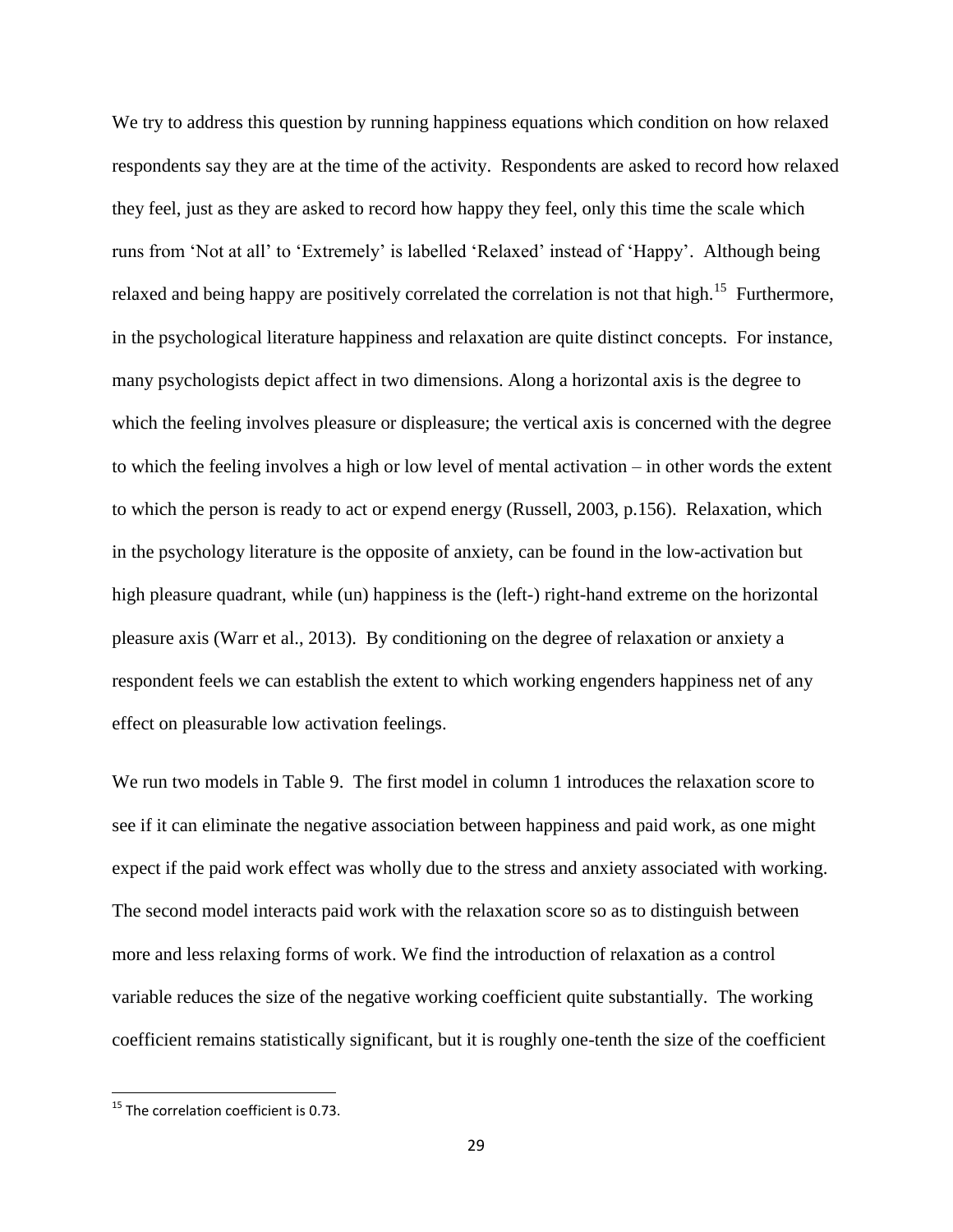We try to address this question by running happiness equations which condition on how relaxed respondents say they are at the time of the activity. Respondents are asked to record how relaxed they feel, just as they are asked to record how happy they feel, only this time the scale which runs from 'Not at all' to 'Extremely' is labelled 'Relaxed' instead of 'Happy'. Although being relaxed and being happy are positively correlated the correlation is not that high.[15] Furthermore, in the psychological literature happiness and relaxation are quite distinct concepts. For instance, many psychologists depict affect in two dimensions. Along a horizontal axis is the degree to which the feeling involves pleasure or displeasure; the vertical axis is concerned with the degree to which the feeling involves a high or low level of mental activation – in other words the extent to which the person is ready to act or expend energy (Russell, 2003, p.156). Relaxation, which in the psychology literature is the opposite of anxiety, can be found in the low-activation but high pleasure quadrant, while (un) happiness is the (left-) right-hand extreme on the horizontal pleasure axis (Warr et al., 2013). By conditioning on the degree of relaxation or anxiety a respondent feels we can establish the extent to which working engenders happiness net of any effect on pleasurable low activation feelings.

We run two models in Table 9. The first model in column 1 introduces the relaxation score to see if it can eliminate the negative association between happiness and paid work, as one might expect if the paid work effect was wholly due to the stress and anxiety associated with working. The second model interacts paid work with the relaxation score so as to distinguish between more and less relaxing forms of work. We find the introduction of relaxation as a control variable reduces the size of the negative working coefficient quite substantially. The working coefficient remains statistically significant, but it is roughly one-tenth the size of the coefficient

[15] The correlation coefficient is 0.73.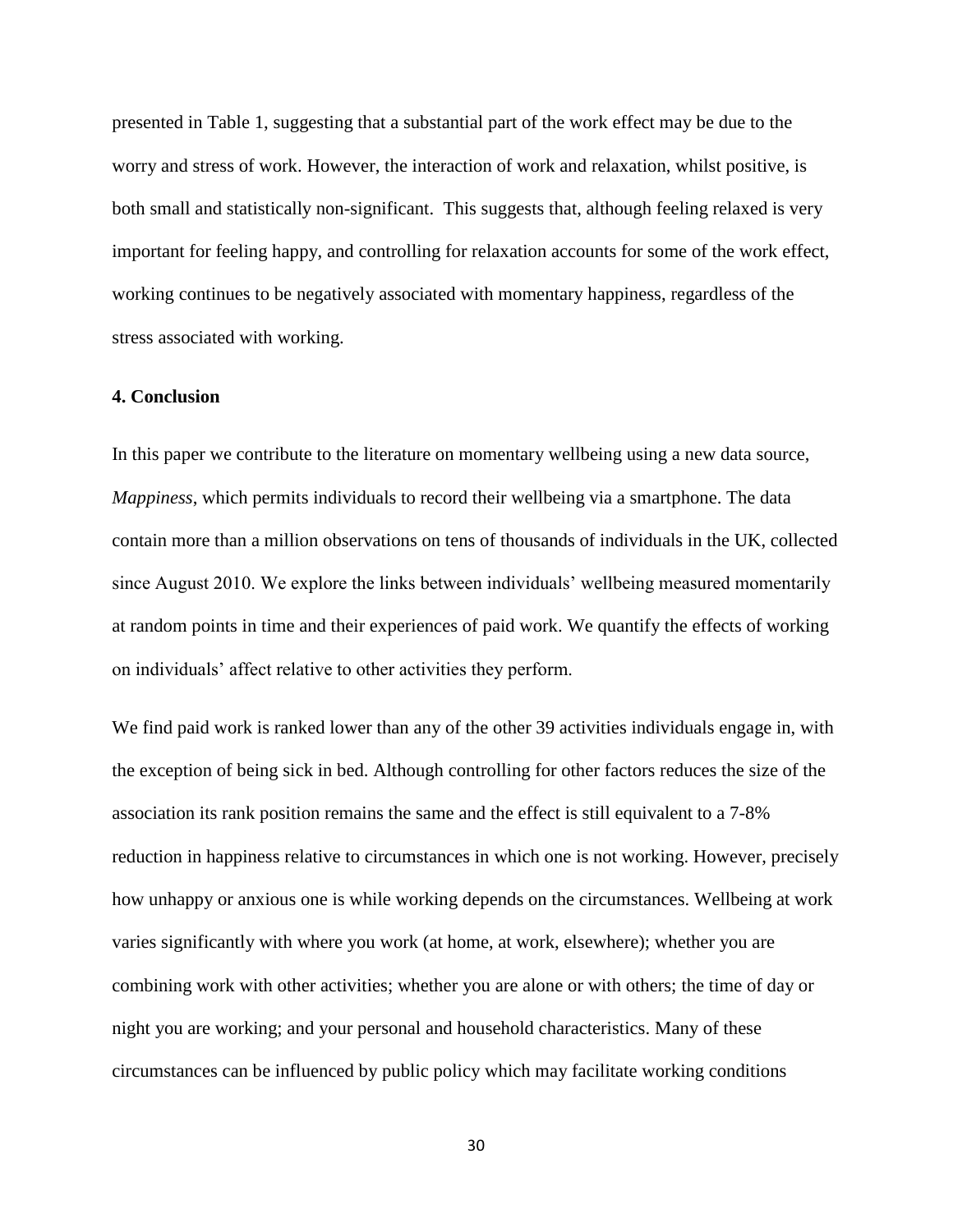presented in Table 1, suggesting that a substantial part of the work effect may be due to the worry and stress of work. However, the interaction of work and relaxation, whilst positive, is both small and statistically non-significant.  This suggests that, although feeling relaxed is very important for feeling happy, and controlling for relaxation accounts for some of the work effect, working continues to be negatively associated with momentary happiness, regardless of the stress associated with working.

## 4. Conclusion

In this paper we contribute to the literature on momentary wellbeing using a new data source, *Mappiness*, which permits individuals to record their wellbeing via a smartphone. The data contain more than a million observations on tens of thousands of individuals in the UK, collected since August 2010. We explore the links between individuals' wellbeing measured momentarily at random points in time and their experiences of paid work. We quantify the effects of working on individuals' affect relative to other activities they perform.

We find paid work is ranked lower than any of the other 39 activities individuals engage in, with the exception of being sick in bed. Although controlling for other factors reduces the size of the association its rank position remains the same and the effect is still equivalent to a 7-8% reduction in happiness relative to circumstances in which one is not working. However, precisely how unhappy or anxious one is while working depends on the circumstances. Wellbeing at work varies significantly with where you work (at home, at work, elsewhere); whether you are combining work with other activities; whether you are alone or with others; the time of day or night you are working; and your personal and household characteristics. Many of these circumstances can be influenced by public policy which may facilitate working conditions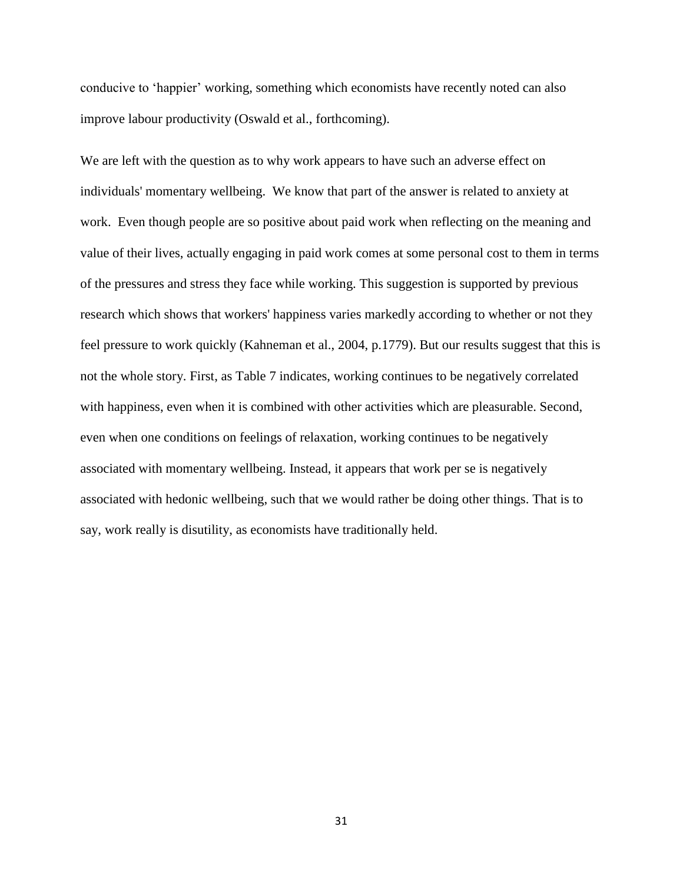conducive to 'happier' working, something which economists have recently noted can also improve labour productivity (Oswald et al., forthcoming).

We are left with the question as to why work appears to have such an adverse effect on individuals' momentary wellbeing. We know that part of the answer is related to anxiety at work. Even though people are so positive about paid work when reflecting on the meaning and value of their lives, actually engaging in paid work comes at some personal cost to them in terms of the pressures and stress they face while working. This suggestion is supported by previous research which shows that workers' happiness varies markedly according to whether or not they feel pressure to work quickly (Kahneman et al., 2004, p.1779). But our results suggest that this is not the whole story. First, as Table 7 indicates, working continues to be negatively correlated with happiness, even when it is combined with other activities which are pleasurable. Second, even when one conditions on feelings of relaxation, working continues to be negatively associated with momentary wellbeing. Instead, it appears that work per se is negatively associated with hedonic wellbeing, such that we would rather be doing other things. That is to say, work really is disutility, as economists have traditionally held.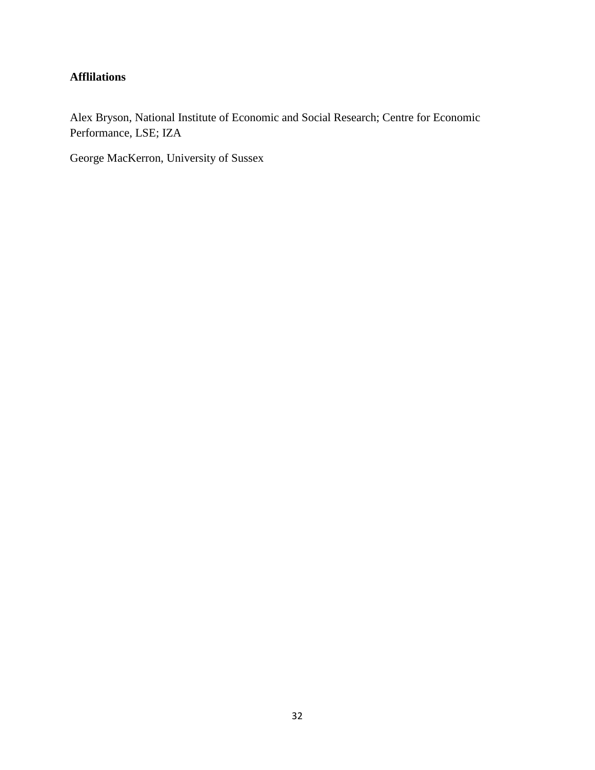**Afflilations**

Alex Bryson, National Institute of Economic and Social Research; Centre for Economic Performance, LSE; IZA

George MacKerron, University of Sussex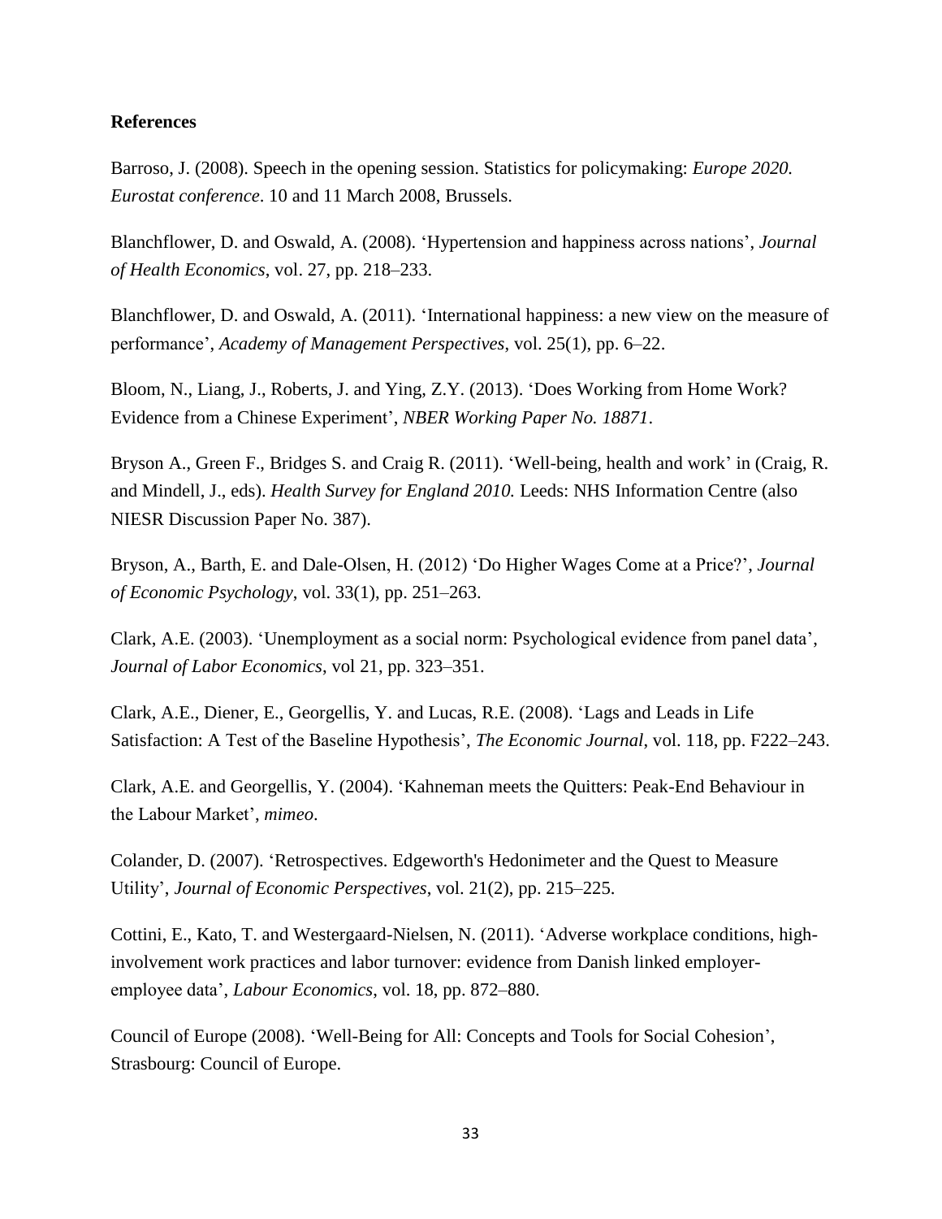**References**

Barroso, J. (2008). Speech in the opening session. Statistics for policymaking: *Europe 2020. Eurostat conference*. 10 and 11 March 2008, Brussels.

Blanchflower, D. and Oswald, A. (2008). 'Hypertension and happiness across nations', *Journal of Health Economics*, vol. 27, pp. 218–233.

Blanchflower, D. and Oswald, A. (2011). 'International happiness: a new view on the measure of performance', *Academy of Management Perspectives*, vol. 25(1), pp. 6–22.

Bloom, N., Liang, J., Roberts, J. and Ying, Z.Y. (2013). 'Does Working from Home Work? Evidence from a Chinese Experiment', *NBER Working Paper No. 18871*.

Bryson A., Green F., Bridges S. and Craig R. (2011). 'Well-being, health and work' in (Craig, R. and Mindell, J., eds). *Health Survey for England 2010.* Leeds: NHS Information Centre (also NIESR Discussion Paper No. 387).

Bryson, A., Barth, E. and Dale-Olsen, H. (2012) 'Do Higher Wages Come at a Price?', *Journal of Economic Psychology*, vol. 33(1), pp. 251–263.

Clark, A.E. (2003). 'Unemployment as a social norm: Psychological evidence from panel data', *Journal of Labor Economics*, vol 21, pp. 323–351.

Clark, A.E., Diener, E., Georgellis, Y. and Lucas, R.E. (2008). 'Lags and Leads in Life Satisfaction: A Test of the Baseline Hypothesis', *The Economic Journal*, vol. 118, pp. F222–243.

Clark, A.E. and Georgellis, Y. (2004). 'Kahneman meets the Quitters: Peak-End Behaviour in the Labour Market', *mimeo*.

Colander, D. (2007). 'Retrospectives. Edgeworth's Hedonimeter and the Quest to Measure Utility', *Journal of Economic Perspectives*, vol. 21(2), pp. 215–225.

Cottini, E., Kato, T. and Westergaard-Nielsen, N. (2011). 'Adverse workplace conditions, high-involvement work practices and labor turnover: evidence from Danish linked employer-employee data', *Labour Economics*, vol. 18, pp. 872–880.

Council of Europe (2008). 'Well-Being for All: Concepts and Tools for Social Cohesion', Strasbourg: Council of Europe.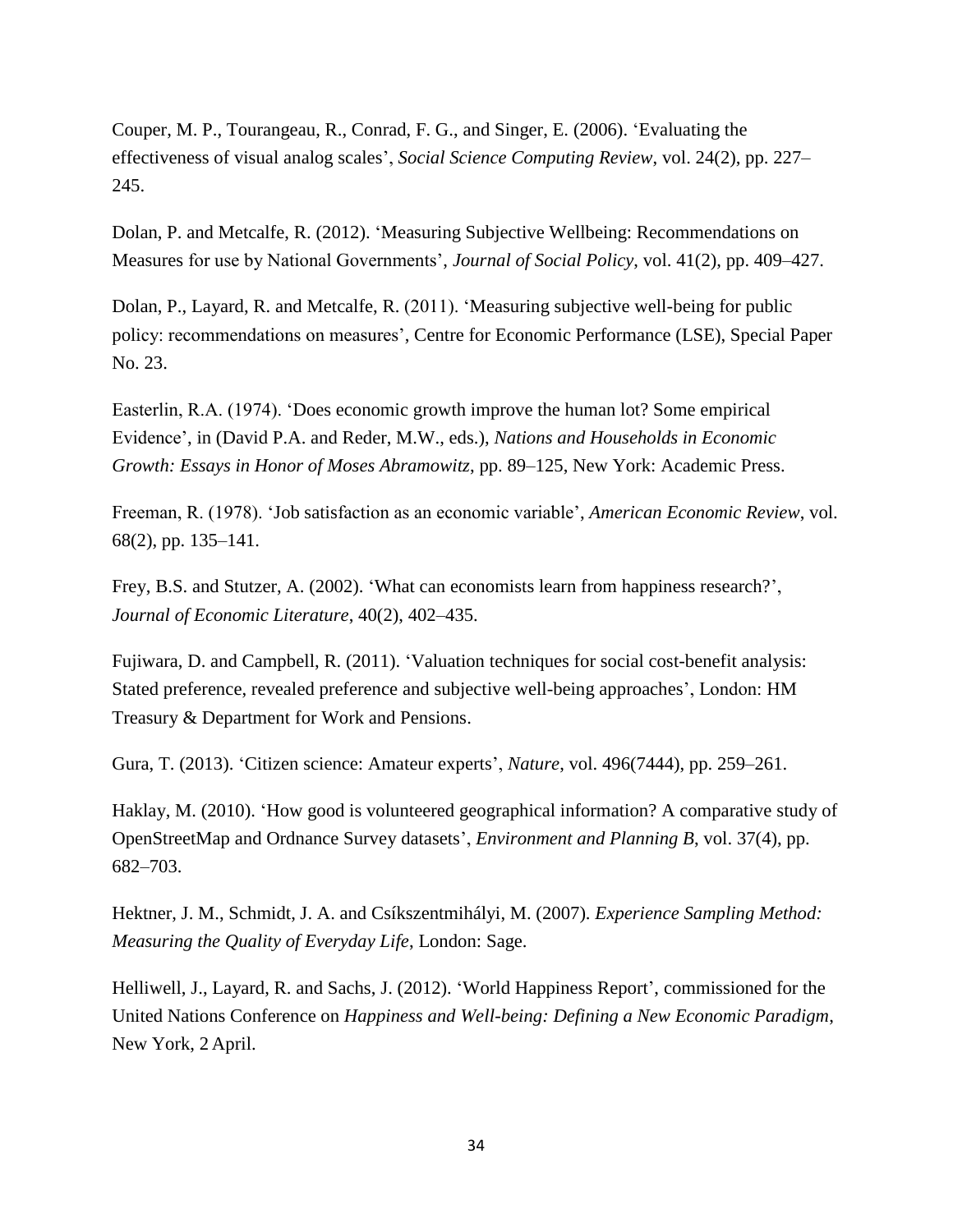Couper, M. P., Tourangeau, R., Conrad, F. G., and Singer, E. (2006). ‘Evaluating the effectiveness of visual analog scales’, *Social Science Computing Review*, vol. 24(2), pp. 227–245.

Dolan, P. and Metcalfe, R. (2012). ‘Measuring Subjective Wellbeing: Recommendations on Measures for use by National Governments’, *Journal of Social Policy*, vol. 41(2), pp. 409–427.

Dolan, P., Layard, R. and Metcalfe, R. (2011). ‘Measuring subjective well-being for public policy: recommendations on measures’, Centre for Economic Performance (LSE), Special Paper No. 23.

Easterlin, R.A. (1974). ‘Does economic growth improve the human lot? Some empirical Evidence’, in (David P.A. and Reder, M.W., eds.), *Nations and Households in Economic Growth: Essays in Honor of Moses Abramowitz*, pp. 89–125, New York: Academic Press.

Freeman, R. (1978). ‘Job satisfaction as an economic variable’, *American Economic Review*, vol. 68(2), pp. 135–141.

Frey, B.S. and Stutzer, A. (2002). ‘What can economists learn from happiness research?’, *Journal of Economic Literature*, 40(2), 402–435.

Fujiwara, D. and Campbell, R. (2011). ‘Valuation techniques for social cost-benefit analysis: Stated preference, revealed preference and subjective well-being approaches’, London: HM Treasury & Department for Work and Pensions.

Gura, T. (2013). ‘Citizen science: Amateur experts’, *Nature*, vol. 496(7444), pp. 259–261.

Haklay, M. (2010). ‘How good is volunteered geographical information? A comparative study of OpenStreetMap and Ordnance Survey datasets’, *Environment and Planning B*, vol. 37(4), pp. 682–703.

Hektner, J. M., Schmidt, J. A. and Csíkszentmihályi, M. (2007). *Experience Sampling Method: Measuring the Quality of Everyday Life*, London: Sage.

Helliwell, J., Layard, R. and Sachs, J. (2012). ‘World Happiness Report’, commissioned for the United Nations Conference on *Happiness and Well-being: Defining a New Economic Paradigm*, New York, 2 April.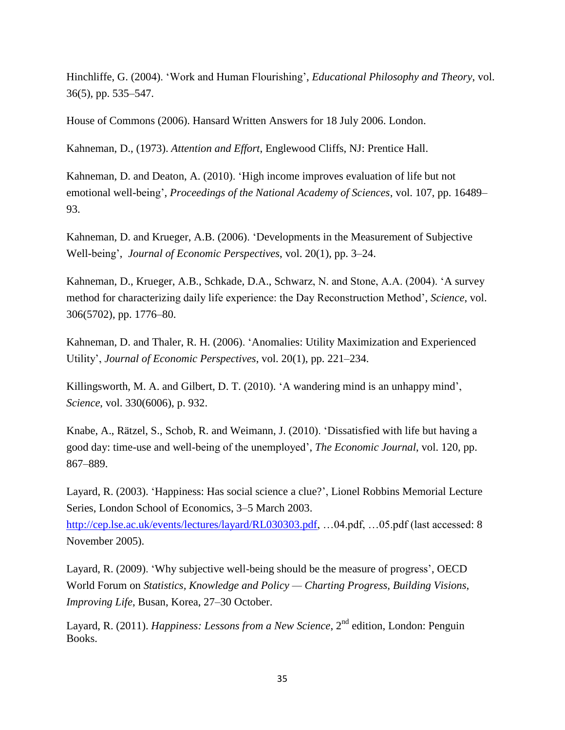Hinchliffe, G. (2004). 'Work and Human Flourishing', *Educational Philosophy and Theory*, vol. 36(5), pp. 535–547.

House of Commons (2006). Hansard Written Answers for 18 July 2006. London.

Kahneman, D., (1973). *Attention and Effort*, Englewood Cliffs, NJ: Prentice Hall.

Kahneman, D. and Deaton, A. (2010). 'High income improves evaluation of life but not emotional well-being', *Proceedings of the National Academy of Sciences*, vol. 107, pp. 16489–93.

Kahneman, D. and Krueger, A.B. (2006). 'Developments in the Measurement of Subjective Well-being', *Journal of Economic Perspectives*, vol. 20(1), pp. 3–24.

Kahneman, D., Krueger, A.B., Schkade, D.A., Schwarz, N. and Stone, A.A. (2004). 'A survey method for characterizing daily life experience: the Day Reconstruction Method', *Science*, vol. 306(5702), pp. 1776–80.

Kahneman, D. and Thaler, R. H. (2006). 'Anomalies: Utility Maximization and Experienced Utility', *Journal of Economic Perspectives*, vol. 20(1), pp. 221–234.

Killingsworth, M. A. and Gilbert, D. T. (2010). 'A wandering mind is an unhappy mind', *Science*, vol. 330(6006), p. 932.

Knabe, A., Rätzel, S., Schob, R. and Weimann, J. (2010). 'Dissatisfied with life but having a good day: time-use and well-being of the unemployed', *The Economic Journal*, vol. 120, pp. 867–889.

Layard, R. (2003). 'Happiness: Has social science a clue?', Lionel Robbins Memorial Lecture Series, London School of Economics, 3–5 March 2003. http://cep.lse.ac.uk/events/lectures/layard/RL030303.pdf, …04.pdf, …05.pdf (last accessed: 8 November 2005).

Layard, R. (2009). 'Why subjective well-being should be the measure of progress', OECD World Forum on *Statistics, Knowledge and Policy — Charting Progress, Building Visions, Improving Life*, Busan, Korea, 27–30 October.

Layard, R. (2011). *Happiness: Lessons from a New Science*, 2nd edition, London: Penguin Books.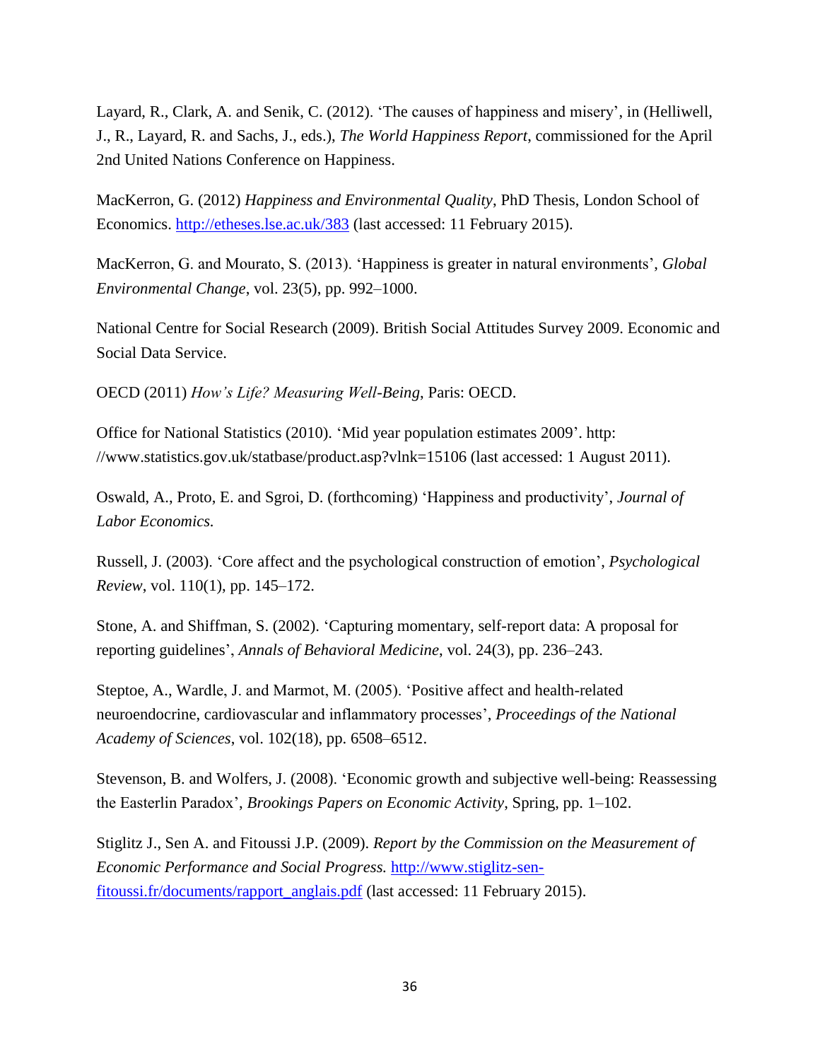Layard, R., Clark, A. and Senik, C. (2012). 'The causes of happiness and misery', in (Helliwell, J., R., Layard, R. and Sachs, J., eds.), *The World Happiness Report*, commissioned for the April 2nd United Nations Conference on Happiness.

MacKerron, G. (2012) *Happiness and Environmental Quality*, PhD Thesis, London School of Economics. http://etheses.lse.ac.uk/383 (last accessed: 11 February 2015).

MacKerron, G. and Mourato, S. (2013). 'Happiness is greater in natural environments', *Global Environmental Change*, vol. 23(5), pp. 992–1000.

National Centre for Social Research (2009). British Social Attitudes Survey 2009. Economic and Social Data Service.

OECD (2011) *How's Life? Measuring Well-Being*, Paris: OECD.

Office for National Statistics (2010). 'Mid year population estimates 2009'. http: //www.statistics.gov.uk/statbase/product.asp?vlnk=15106 (last accessed: 1 August 2011).

Oswald, A., Proto, E. and Sgroi, D. (forthcoming) 'Happiness and productivity', *Journal of Labor Economics.*

Russell, J. (2003). 'Core affect and the psychological construction of emotion', *Psychological Review*, vol. 110(1), pp. 145–172.

Stone, A. and Shiffman, S. (2002). 'Capturing momentary, self-report data: A proposal for reporting guidelines', *Annals of Behavioral Medicine*, vol. 24(3), pp. 236–243.

Steptoe, A., Wardle, J. and Marmot, M. (2005). 'Positive affect and health-related neuroendocrine, cardiovascular and inflammatory processes', *Proceedings of the National Academy of Sciences*, vol. 102(18), pp. 6508–6512.

Stevenson, B. and Wolfers, J. (2008). 'Economic growth and subjective well-being: Reassessing the Easterlin Paradox', *Brookings Papers on Economic Activity*, Spring, pp. 1–102.

Stiglitz J., Sen A. and Fitoussi J.P. (2009). *Report by the Commission on the Measurement of Economic Performance and Social Progress.* http://www.stiglitz-sen-fitoussi.fr/documents/rapport_anglais.pdf (last accessed: 11 February 2015).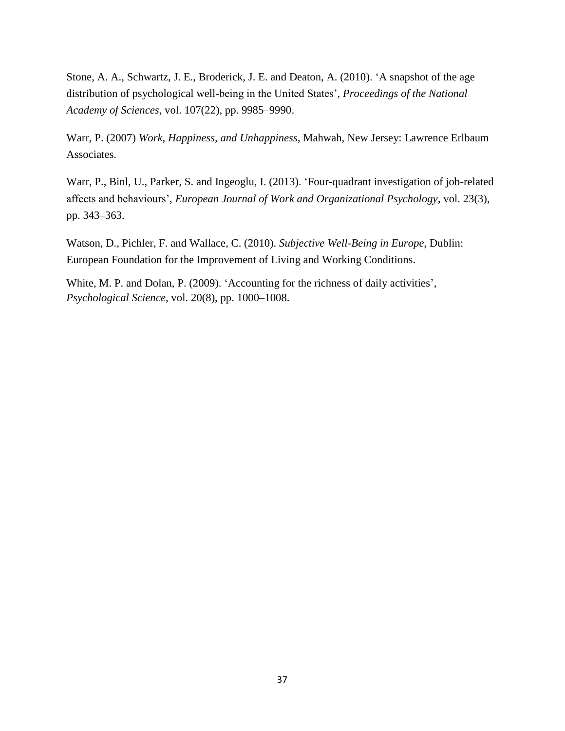Stone, A. A., Schwartz, J. E., Broderick, J. E. and Deaton, A. (2010). 'A snapshot of the age distribution of psychological well-being in the United States', *Proceedings of the National Academy of Sciences*, vol. 107(22), pp. 9985–9990.

Warr, P. (2007) *Work, Happiness, and Unhappiness*, Mahwah, New Jersey: Lawrence Erlbaum Associates.

Warr, P., Binl, U., Parker, S. and Ingeoglu, I. (2013). 'Four-quadrant investigation of job-related affects and behaviours', *European Journal of Work and Organizational Psychology*, vol. 23(3), pp. 343–363.

Watson, D., Pichler, F. and Wallace, C. (2010). *Subjective Well-Being in Europe*, Dublin: European Foundation for the Improvement of Living and Working Conditions.

White, M. P. and Dolan, P. (2009). 'Accounting for the richness of daily activities', *Psychological Science*, vol. 20(8), pp. 1000–1008.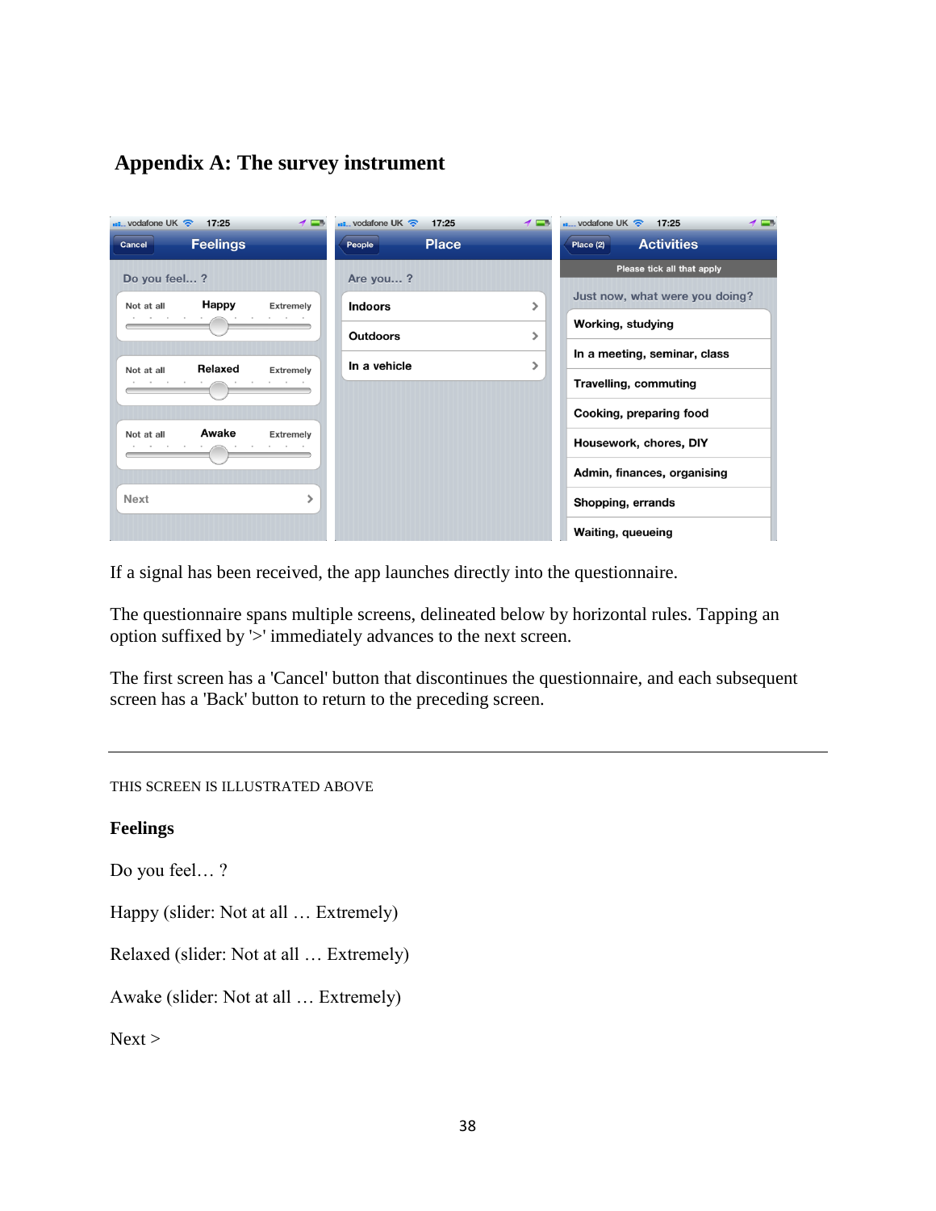# Appendix A: The survey instrument

If a signal has been received, the app launches directly into the questionnaire.

The questionnaire spans multiple screens, delineated below by horizontal rules. Tapping an option suffixed by '>' immediately advances to the next screen.

The first screen has a 'Cancel' button that discontinues the questionnaire, and each subsequent screen has a 'Back' button to return to the preceding screen.

---

THIS SCREEN IS ILLUSTRATED ABOVE

**Feelings**

Do you feel… ?

Happy (slider: Not at all … Extremely)

Relaxed (slider: Not at all … Extremely)

Awake (slider: Not at all … Extremely)

Next >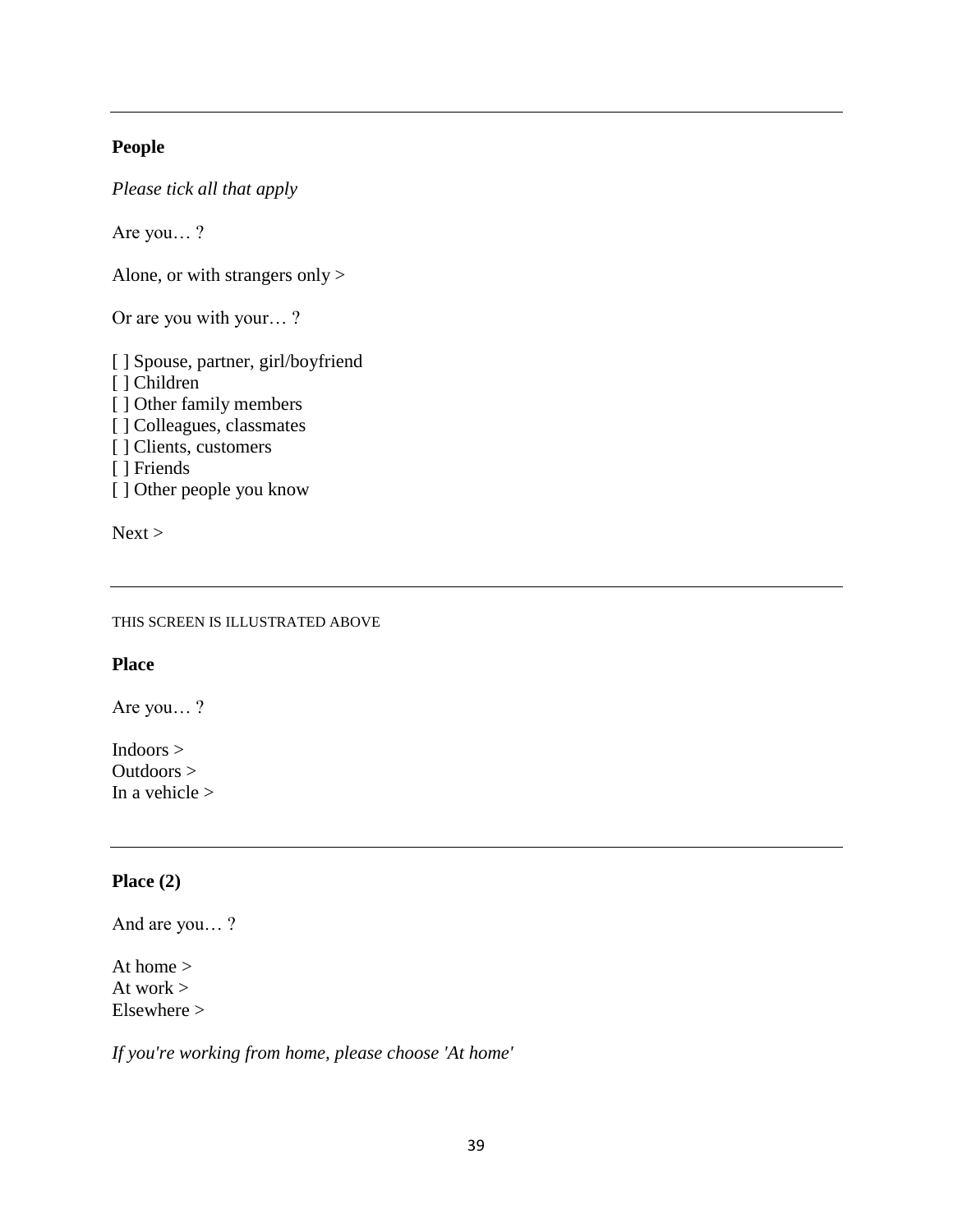---

**People**

*Please tick all that apply*

Are you… ?

Alone, or with strangers only >

Or are you with your… ?

[ ] Spouse, partner, girl/boyfriend
[ ] Children
[ ] Other family members
[ ] Colleagues, classmates
[ ] Clients, customers
[ ] Friends
[ ] Other people you know

Next >

---

THIS SCREEN IS ILLUSTRATED ABOVE

**Place**

Are you… ?

Indoors >
Outdoors >
In a vehicle >

---

**Place (2)**

And are you… ?

At home >
At work >
Elsewhere >

*If you're working from home, please choose 'At home'*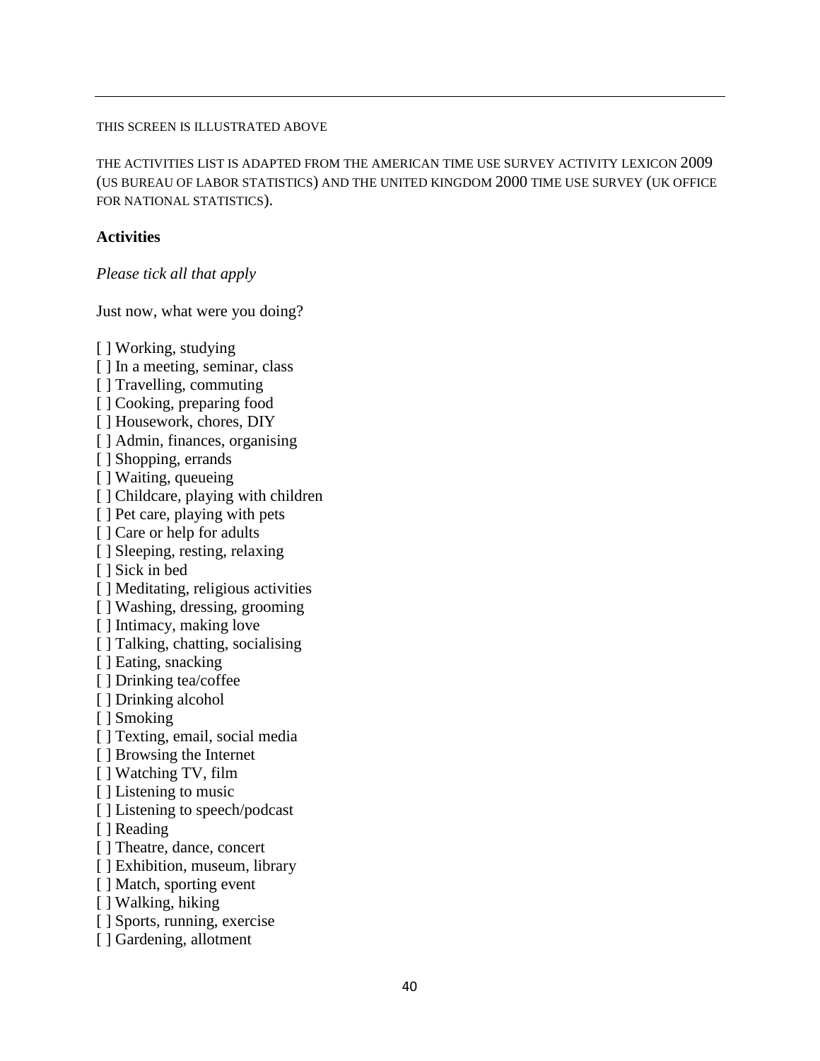THIS SCREEN IS ILLUSTRATED ABOVE

THE ACTIVITIES LIST IS ADAPTED FROM THE AMERICAN TIME USE SURVEY ACTIVITY LEXICON 2009 (US BUREAU OF LABOR STATISTICS) AND THE UNITED KINGDOM 2000 TIME USE SURVEY (UK OFFICE FOR NATIONAL STATISTICS).

**Activities**

*Please tick all that apply*

Just now, what were you doing?

[ ] Working, studying
[ ] In a meeting, seminar, class
[ ] Travelling, commuting
[ ] Cooking, preparing food
[ ] Housework, chores, DIY
[ ] Admin, finances, organising
[ ] Shopping, errands
[ ] Waiting, queueing
[ ] Childcare, playing with children
[ ] Pet care, playing with pets
[ ] Care or help for adults
[ ] Sleeping, resting, relaxing
[ ] Sick in bed
[ ] Meditating, religious activities
[ ] Washing, dressing, grooming
[ ] Intimacy, making love
[ ] Talking, chatting, socialising
[ ] Eating, snacking
[ ] Drinking tea/coffee
[ ] Drinking alcohol
[ ] Smoking
[ ] Texting, email, social media
[ ] Browsing the Internet
[ ] Watching TV, film
[ ] Listening to music
[ ] Listening to speech/podcast
[ ] Reading
[ ] Theatre, dance, concert
[ ] Exhibition, museum, library
[ ] Match, sporting event
[ ] Walking, hiking
[ ] Sports, running, exercise
[ ] Gardening, allotment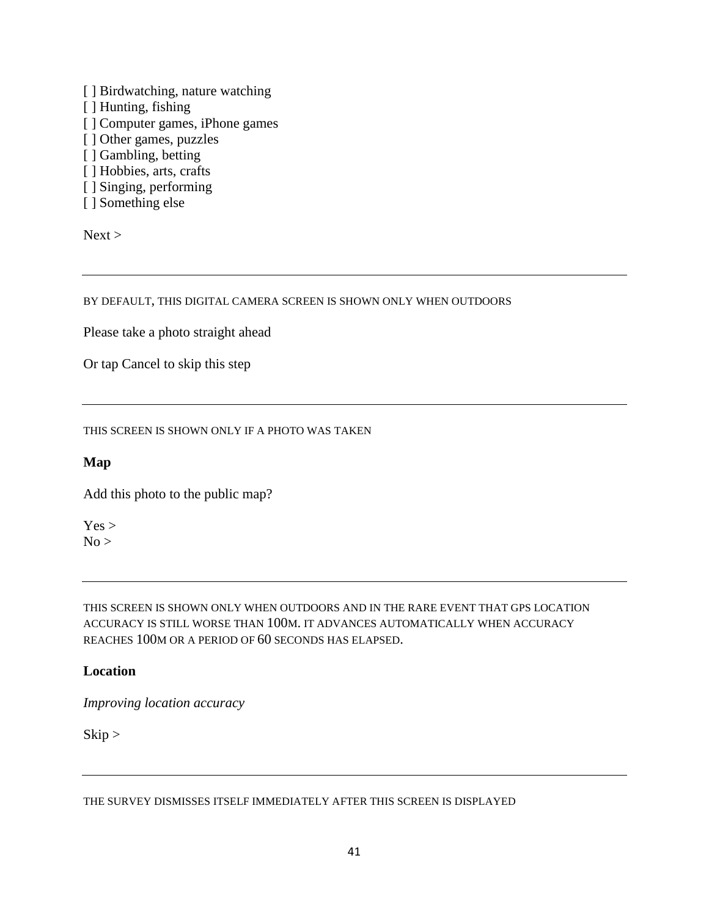[ ] Birdwatching, nature watching
[ ] Hunting, fishing
[ ] Computer games, iPhone games
[ ] Other games, puzzles
[ ] Gambling, betting
[ ] Hobbies, arts, crafts
[ ] Singing, performing
[ ] Something else

Next >

---

BY DEFAULT, THIS DIGITAL CAMERA SCREEN IS SHOWN ONLY WHEN OUTDOORS

Please take a photo straight ahead

Or tap Cancel to skip this step

---

THIS SCREEN IS SHOWN ONLY IF A PHOTO WAS TAKEN

**Map**

Add this photo to the public map?

Yes >
No >

---

THIS SCREEN IS SHOWN ONLY WHEN OUTDOORS AND IN THE RARE EVENT THAT GPS LOCATION ACCURACY IS STILL WORSE THAN 100M. IT ADVANCES AUTOMATICALLY WHEN ACCURACY REACHES 100M OR A PERIOD OF 60 SECONDS HAS ELAPSED.

**Location**

*Improving location accuracy*

Skip >

---

THE SURVEY DISMISSES ITSELF IMMEDIATELY AFTER THIS SCREEN IS DISPLAYED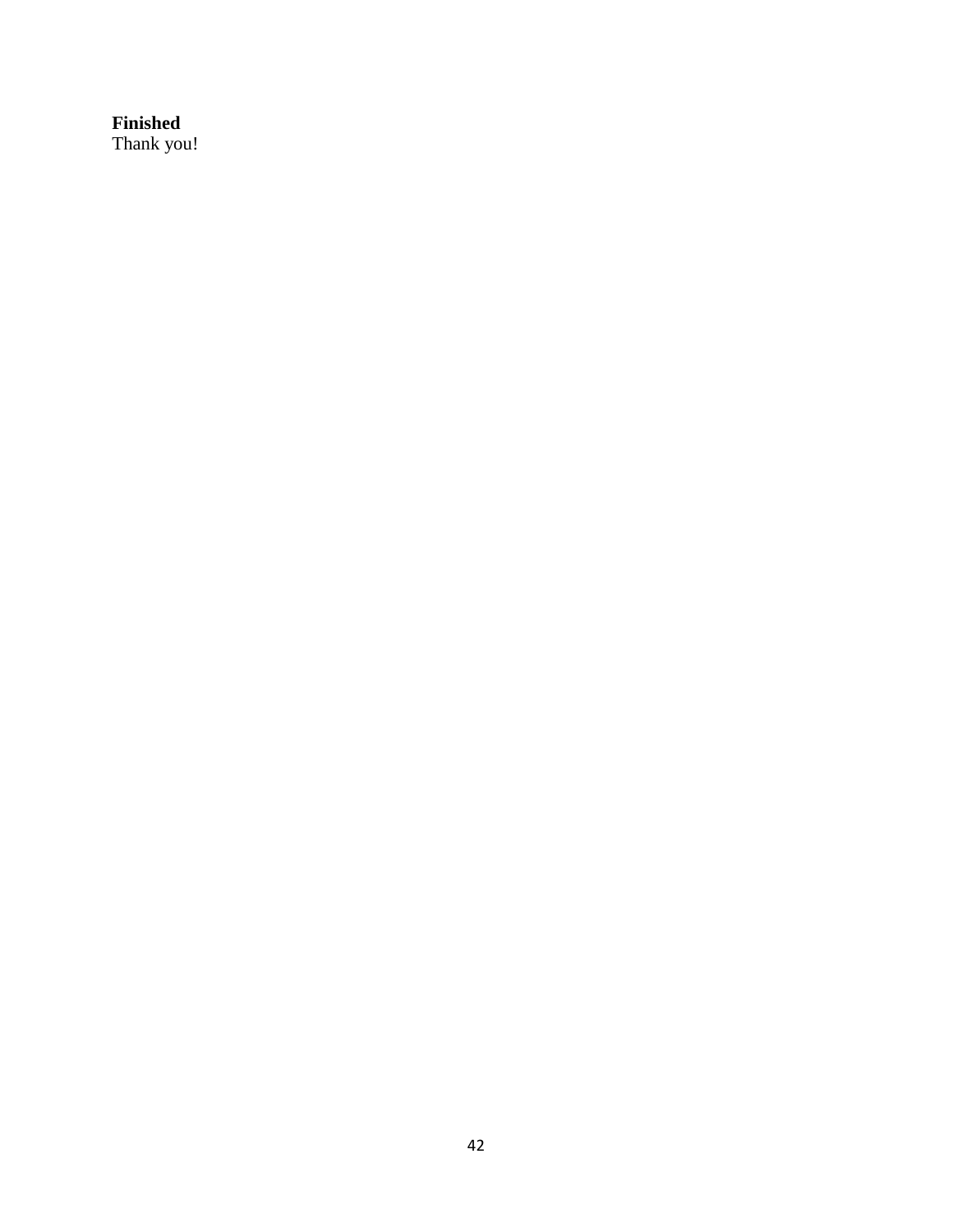**Finished**

Thank you!